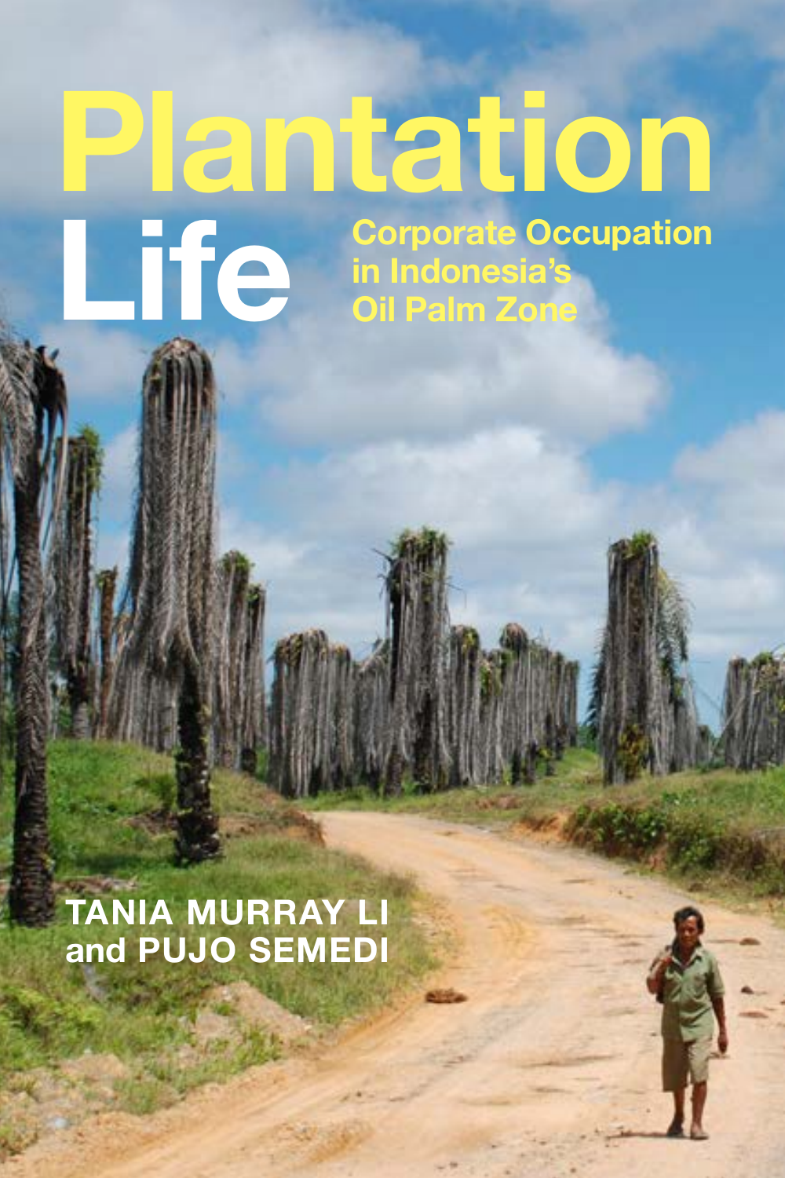# Plantation Life

## Corporate Occupation in Indonesia's Oil Palm Zone

TANIA MURRAY LI and PUJO SEMEDI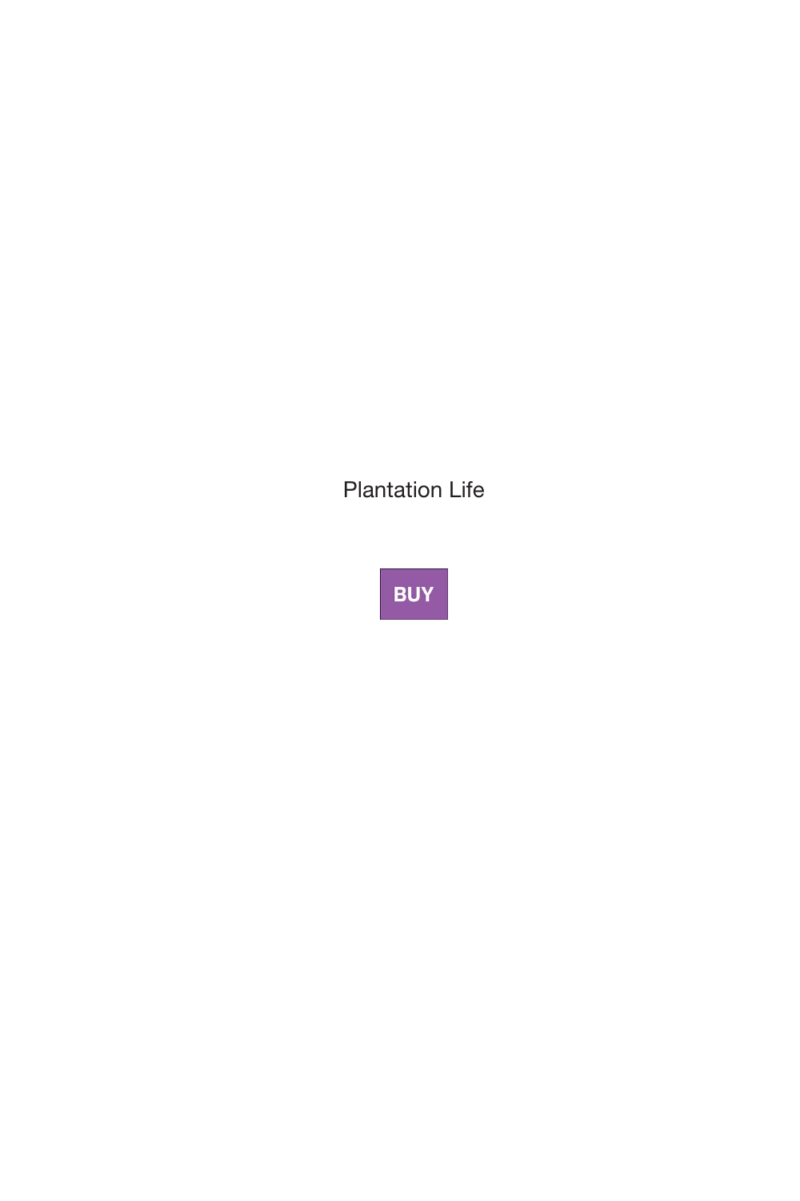Plantation Life

**BUY**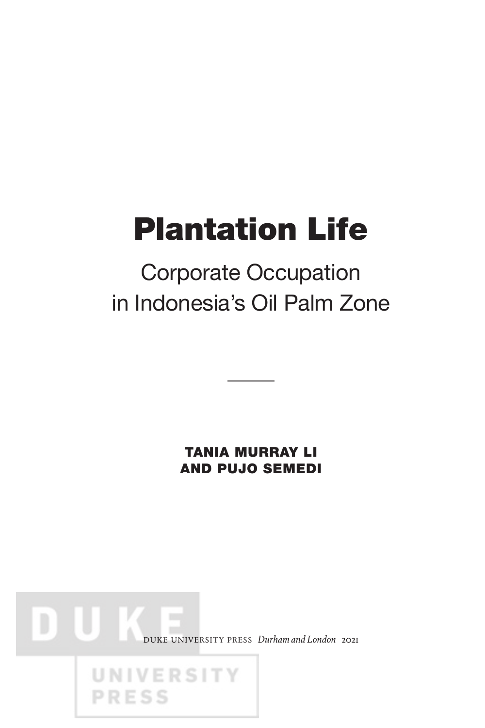# Plantation Life

## Corporate Occupation in Indonesia's Oil Palm Zone

**TANIA MURRAY LI AND PUJO SEMEDI**

DUKE UNIVERSITY PRESS *Durham and London* 2021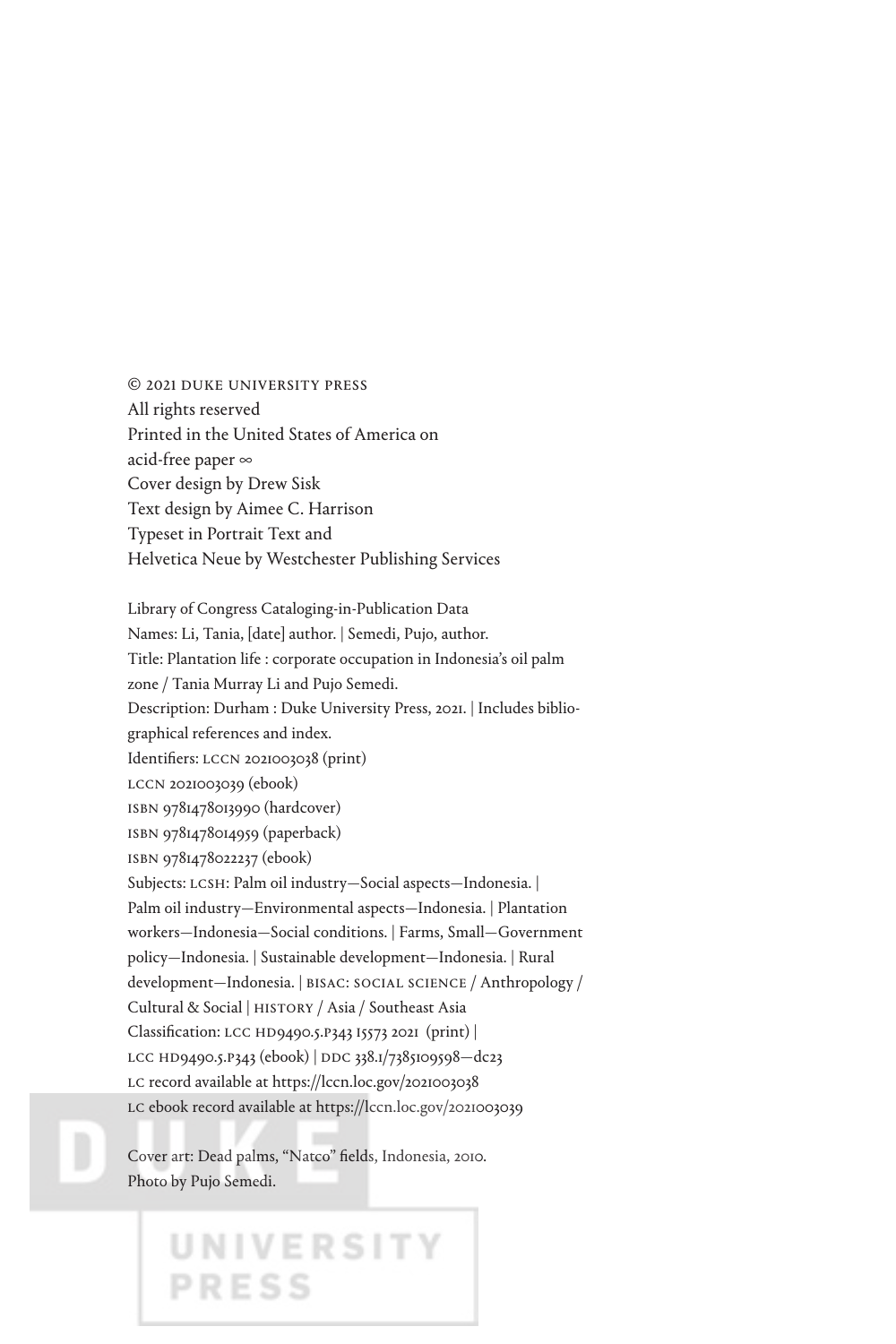© 2021 DUKE UNIVERSITY PRESS
All rights reserved
Printed in the United States of America on
acid-free paper ∞
Cover design by Drew Sisk
Text design by Aimee C. Harrison
Typeset in Portrait Text and
Helvetica Neue by Westchester Publishing Services

Library of Congress Cataloging-in-Publication Data
Names: Li, Tania, [date] author. | Semedi, Pujo, author.
Title: Plantation life : corporate occupation in Indonesia's oil palm
zone / Tania Murray Li and Pujo Semedi.
Description: Durham : Duke University Press, 2021. | Includes biblio-
graphical references and index.
Identifiers: LCCN 2021003038 (print)
LCCN 2021003039 (ebook)
ISBN 9781478013990 (hardcover)
ISBN 9781478014959 (paperback)
ISBN 9781478022237 (ebook)
Subjects: LCSH: Palm oil industry—Social aspects—Indonesia. |
Palm oil industry—Environmental aspects—Indonesia. | Plantation
workers—Indonesia—Social conditions. | Farms, Small—Government
policy—Indonesia. | Sustainable development—Indonesia. | Rural
development—Indonesia. | BISAC: SOCIAL SCIENCE / Anthropology /
Cultural & Social | HISTORY / Asia / Southeast Asia
Classification: LCC HD9490.5.P343 I5573 2021 (print) |
LCC HD9490.5.P343 (ebook) | DDC 338.1/7385109598—dc23
LC record available at https://lccn.loc.gov/2021003038
LC ebook record available at https://lccn.loc.gov/2021003039

Cover art: Dead palms, "Natco" fields, Indonesia, 2010.
Photo by Pujo Semedi.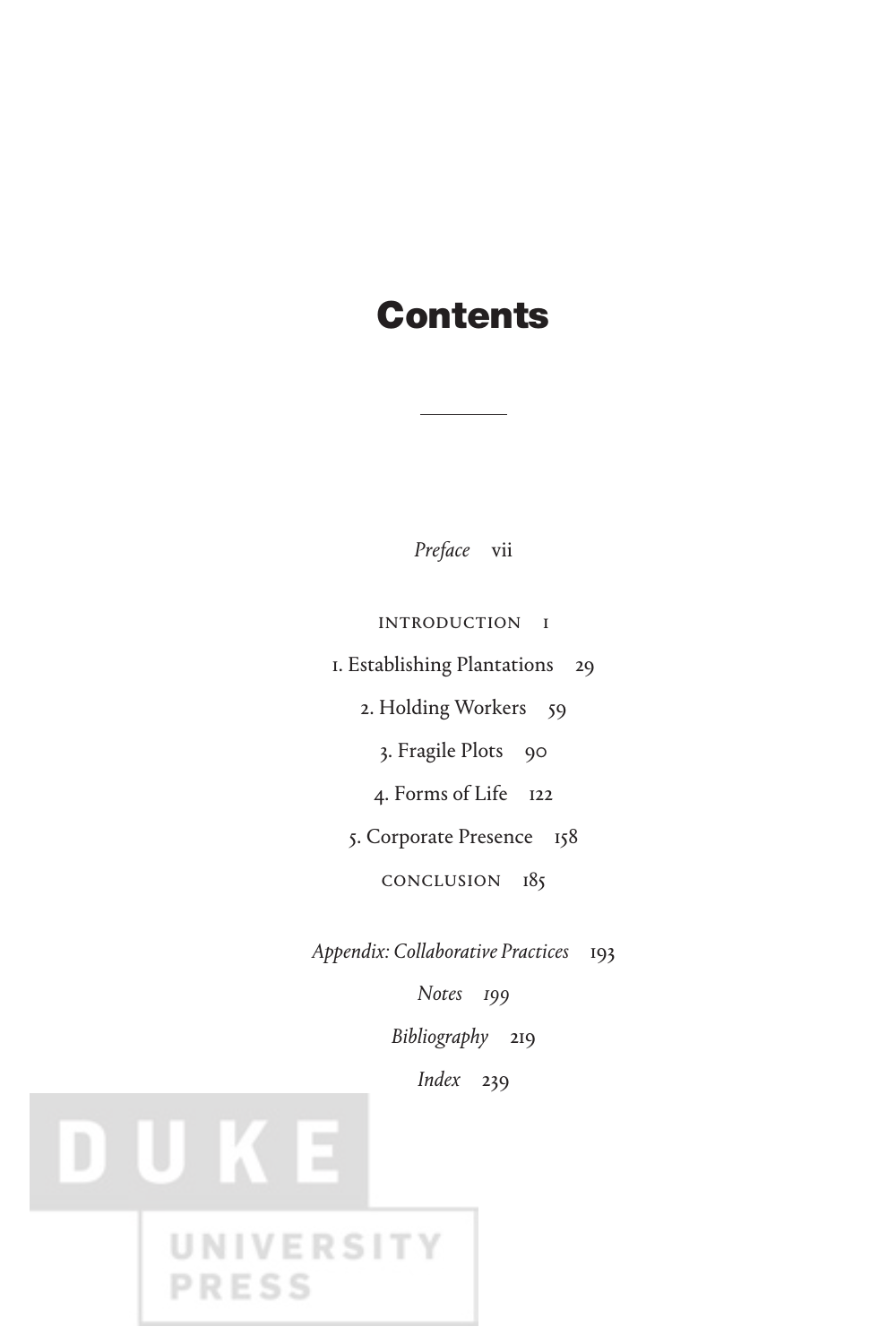# Contents

*Preface* vii

INTRODUCTION 1

1. Establishing Plantations 29

2. Holding Workers 59

3. Fragile Plots 90

4. Forms of Life 122

5. Corporate Presence 158

CONCLUSION 185

*Appendix: Collaborative Practices* 193

*Notes* 199

*Bibliography* 219

*Index* 239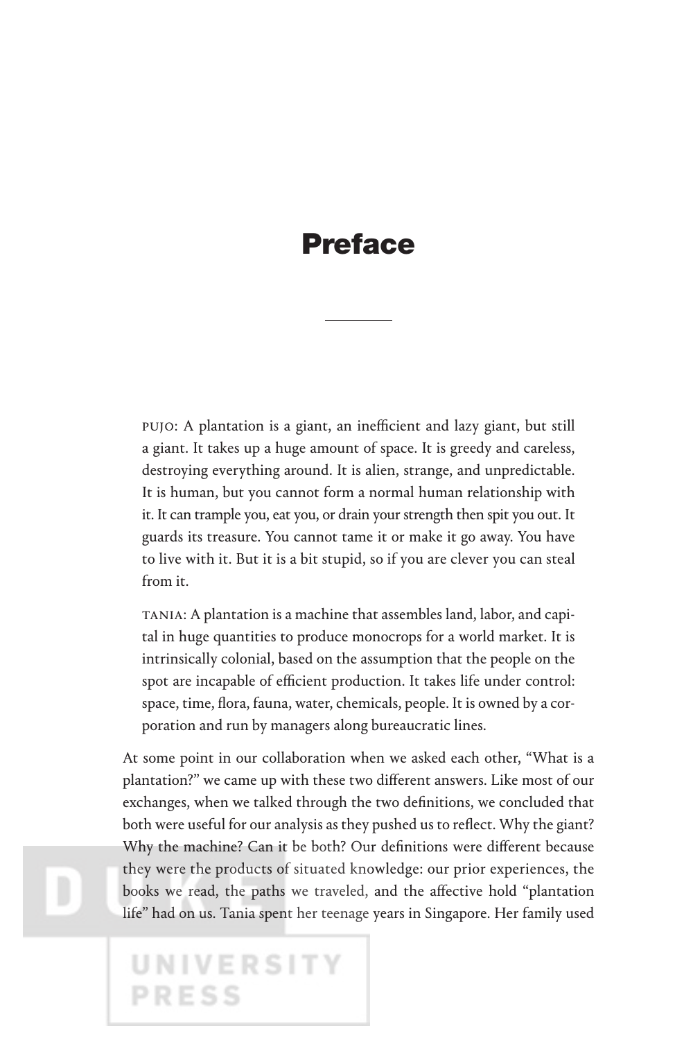# Preface

PUJO: A plantation is a giant, an inefficient and lazy giant, but still a giant. It takes up a huge amount of space. It is greedy and careless, destroying everything around. It is alien, strange, and unpredictable. It is human, but you cannot form a normal human relationship with it. It can trample you, eat you, or drain your strength then spit you out. It guards its treasure. You cannot tame it or make it go away. You have to live with it. But it is a bit stupid, so if you are clever you can steal from it.

TANIA: A plantation is a machine that assembles land, labor, and capital in huge quantities to produce monocrops for a world market. It is intrinsically colonial, based on the assumption that the people on the spot are incapable of efficient production. It takes life under control: space, time, flora, fauna, water, chemicals, people. It is owned by a corporation and run by managers along bureaucratic lines.

At some point in our collaboration when we asked each other, "What is a plantation?" we came up with these two different answers. Like most of our exchanges, when we talked through the two definitions, we concluded that both were useful for our analysis as they pushed us to reflect. Why the giant? Why the machine? Can it be both? Our definitions were different because they were the products of situated knowledge: our prior experiences, the books we read, the paths we traveled, and the affective hold "plantation life" had on us. Tania spent her teenage years in Singapore. Her family used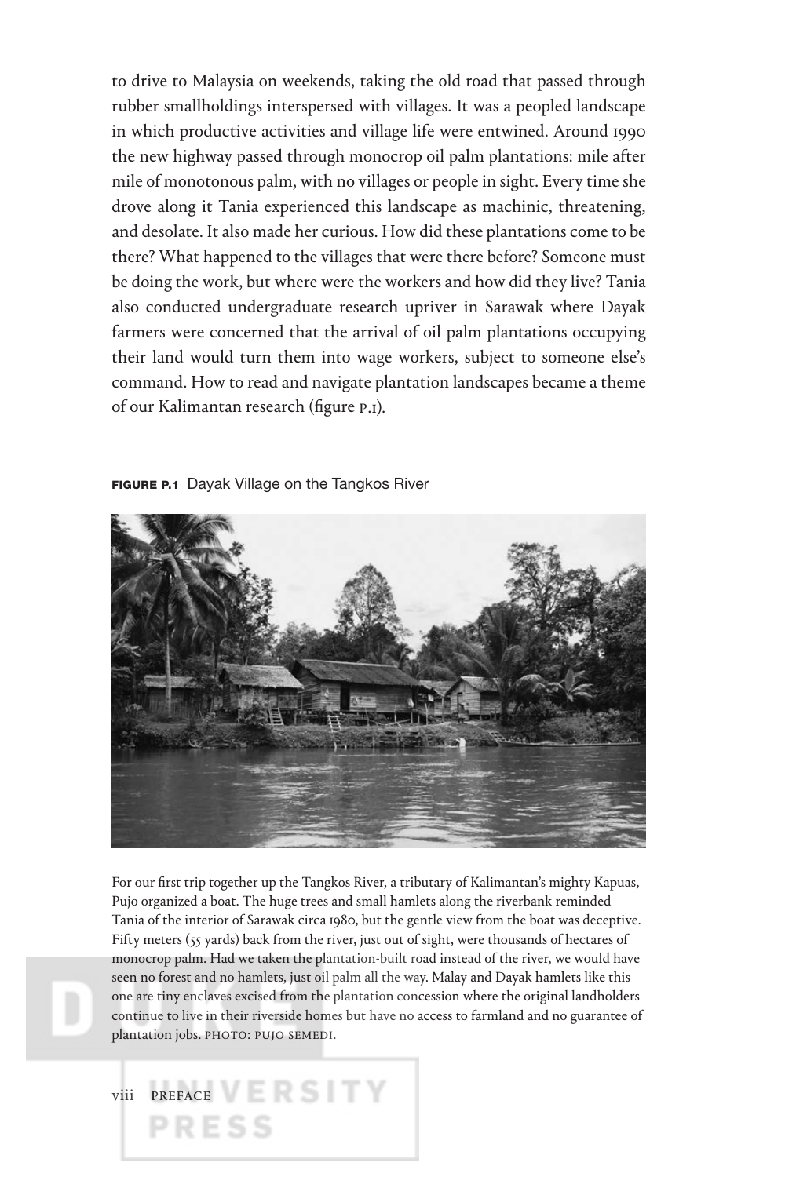to drive to Malaysia on weekends, taking the old road that passed through rubber smallholdings interspersed with villages. It was a peopled landscape in which productive activities and village life were entwined. Around 1990 the new highway passed through monocrop oil palm plantations: mile after mile of monotonous palm, with no villages or people in sight. Every time she drove along it Tania experienced this landscape as machinic, threatening, and desolate. It also made her curious. How did these plantations come to be there? What happened to the villages that were there before? Someone must be doing the work, but where were the workers and how did they live? Tania also conducted undergraduate research upriver in Sarawak where Dayak farmers were concerned that the arrival of oil palm plantations occupying their land would turn them into wage workers, subject to someone else's command. How to read and navigate plantation landscapes became a theme of our Kalimantan research (figure P.1).

**FIGURE P.1** Dayak Village on the Tangkos River

For our first trip together up the Tangkos River, a tributary of Kalimantan's mighty Kapuas, Pujo organized a boat. The huge trees and small hamlets along the riverbank reminded Tania of the interior of Sarawak circa 1980, but the gentle view from the boat was deceptive. Fifty meters (55 yards) back from the river, just out of sight, were thousands of hectares of monocrop palm. Had we taken the plantation-built road instead of the river, we would have seen no forest and no hamlets, just oil palm all the way. Malay and Dayak hamlets like this one are tiny enclaves excised from the plantation concession where the original landholders continue to live in their riverside homes but have no access to farmland and no guarantee of plantation jobs. PHOTO: PUJO SEMEDI.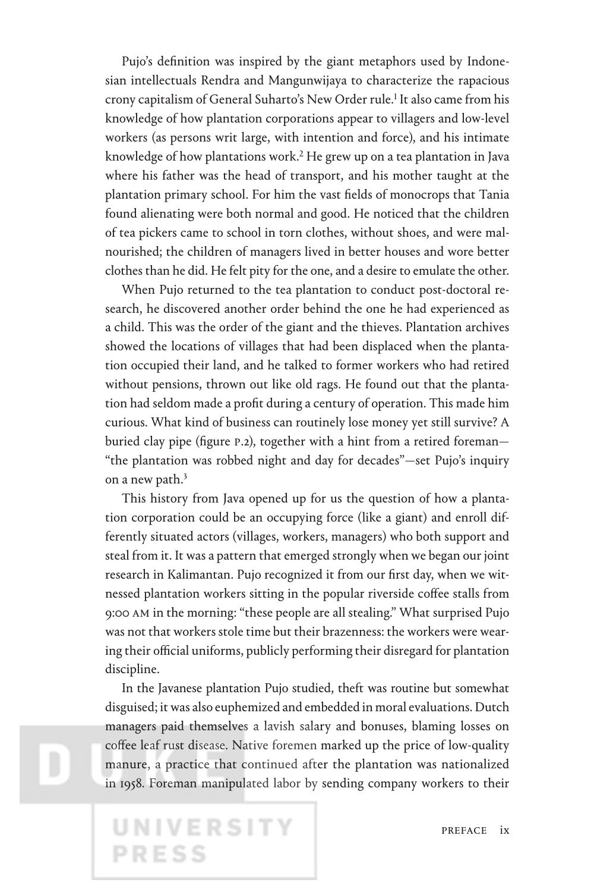Pujo's definition was inspired by the giant metaphors used by Indonesian intellectuals Rendra and Mangunwijaya to characterize the rapacious crony capitalism of General Suharto's New Order rule.[1] It also came from his knowledge of how plantation corporations appear to villagers and low-level workers (as persons writ large, with intention and force), and his intimate knowledge of how plantations work.[2] He grew up on a tea plantation in Java where his father was the head of transport, and his mother taught at the plantation primary school. For him the vast fields of monocrops that Tania found alienating were both normal and good. He noticed that the children of tea pickers came to school in torn clothes, without shoes, and were malnourished; the children of managers lived in better houses and wore better clothes than he did. He felt pity for the one, and a desire to emulate the other.

When Pujo returned to the tea plantation to conduct post-doctoral research, he discovered another order behind the one he had experienced as a child. This was the order of the giant and the thieves. Plantation archives showed the locations of villages that had been displaced when the plantation occupied their land, and he talked to former workers who had retired without pensions, thrown out like old rags. He found out that the plantation had seldom made a profit during a century of operation. This made him curious. What kind of business can routinely lose money yet still survive? A buried clay pipe (figure P.2), together with a hint from a retired foreman—"the plantation was robbed night and day for decades"—set Pujo's inquiry on a new path.[3]

This history from Java opened up for us the question of how a plantation corporation could be an occupying force (like a giant) and enroll differently situated actors (villages, workers, managers) who both support and steal from it. It was a pattern that emerged strongly when we began our joint research in Kalimantan. Pujo recognized it from our first day, when we witnessed plantation workers sitting in the popular riverside coffee stalls from 9:00 AM in the morning: "these people are all stealing." What surprised Pujo was not that workers stole time but their brazenness: the workers were wearing their official uniforms, publicly performing their disregard for plantation discipline.

In the Javanese plantation Pujo studied, theft was routine but somewhat disguised; it was also euphemized and embedded in moral evaluations. Dutch managers paid themselves a lavish salary and bonuses, blaming losses on coffee leaf rust disease. Native foremen marked up the price of low-quality manure, a practice that continued after the plantation was nationalized in 1958. Foreman manipulated labor by sending company workers to their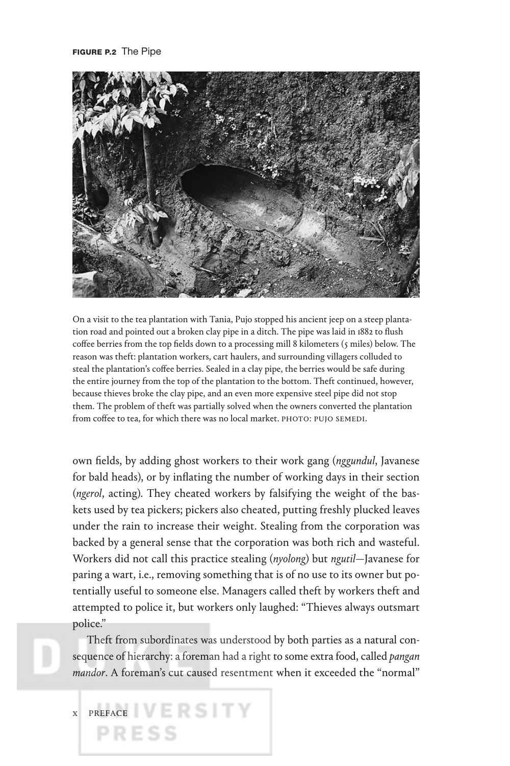**FIGURE P.2** The Pipe

On a visit to the tea plantation with Tania, Pujo stopped his ancient jeep on a steep plantation road and pointed out a broken clay pipe in a ditch. The pipe was laid in 1882 to flush coffee berries from the top fields down to a processing mill 8 kilometers (5 miles) below. The reason was theft: plantation workers, cart haulers, and surrounding villagers colluded to steal the plantation's coffee berries. Sealed in a clay pipe, the berries would be safe during the entire journey from the top of the plantation to the bottom. Theft continued, however, because thieves broke the clay pipe, and an even more expensive steel pipe did not stop them. The problem of theft was partially solved when the owners converted the plantation from coffee to tea, for which there was no local market. PHOTO: PUJO SEMEDI.

own fields, by adding ghost workers to their work gang (*nggundul*, Javanese for bald heads), or by inflating the number of working days in their section (*ngerol*, acting). They cheated workers by falsifying the weight of the baskets used by tea pickers; pickers also cheated, putting freshly plucked leaves under the rain to increase their weight. Stealing from the corporation was backed by a general sense that the corporation was both rich and wasteful. Workers did not call this practice stealing (*nyolong*) but *ngutil*—Javanese for paring a wart, i.e., removing something that is of no use to its owner but potentially useful to someone else. Managers called theft by workers theft and attempted to police it, but workers only laughed: "Thieves always outsmart police."

Theft from subordinates was understood by both parties as a natural consequence of hierarchy: a foreman had a right to some extra food, called *pangan mandor*. A foreman's cut caused resentment when it exceeded the "normal"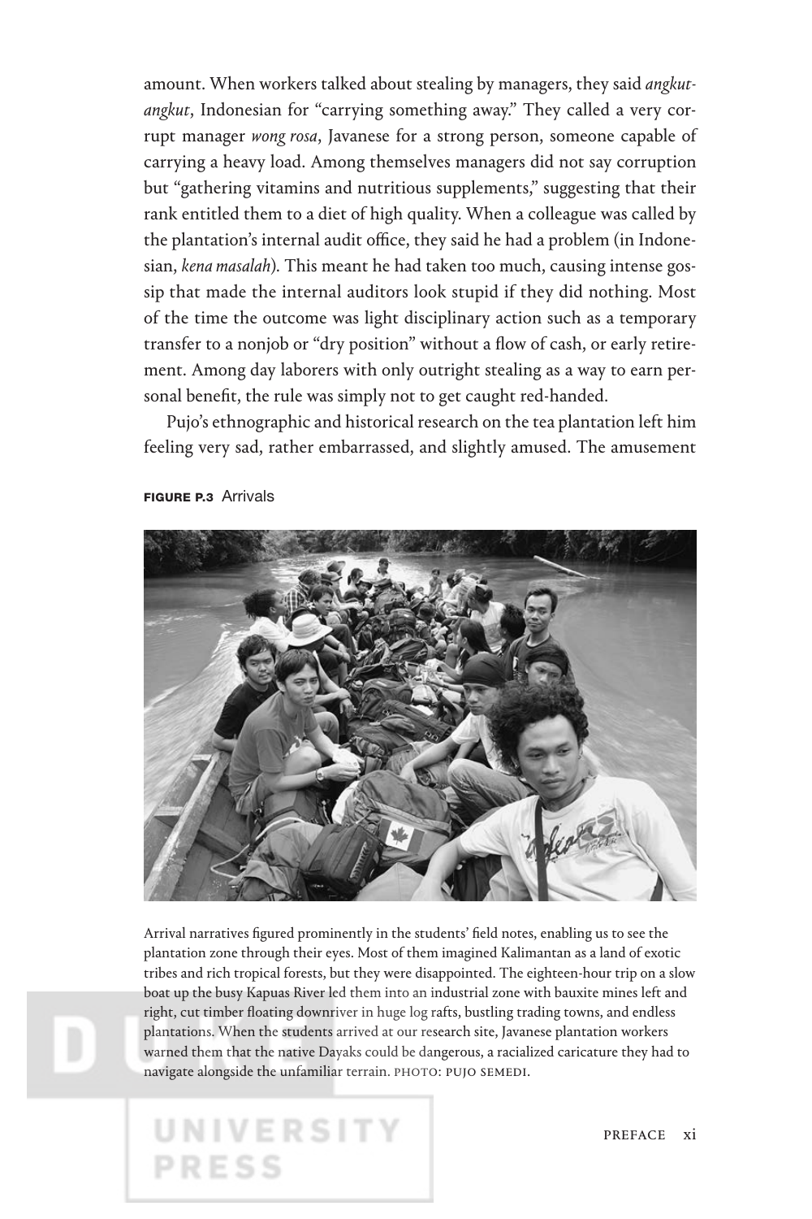amount. When workers talked about stealing by managers, they said *angkut-angkut*, Indonesian for "carrying something away." They called a very corrupt manager *wong rosa*, Javanese for a strong person, someone capable of carrying a heavy load. Among themselves managers did not say corruption but "gathering vitamins and nutritious supplements," suggesting that their rank entitled them to a diet of high quality. When a colleague was called by the plantation's internal audit office, they said he had a problem (in Indonesian, *kena masalah*). This meant he had taken too much, causing intense gossip that made the internal auditors look stupid if they did nothing. Most of the time the outcome was light disciplinary action such as a temporary transfer to a nonjob or "dry position" without a flow of cash, or early retirement. Among day laborers with only outright stealing as a way to earn personal benefit, the rule was simply not to get caught red-handed.

Pujo's ethnographic and historical research on the tea plantation left him feeling very sad, rather embarrassed, and slightly amused. The amusement

**FIGURE P.3** Arrivals

Arrival narratives figured prominently in the students' field notes, enabling us to see the plantation zone through their eyes. Most of them imagined Kalimantan as a land of exotic tribes and rich tropical forests, but they were disappointed. The eighteen-hour trip on a slow boat up the busy Kapuas River led them into an industrial zone with bauxite mines left and right, cut timber floating downriver in huge log rafts, bustling trading towns, and endless plantations. When the students arrived at our research site, Javanese plantation workers warned them that the native Dayaks could be dangerous, a racialized caricature they had to navigate alongside the unfamiliar terrain. PHOTO: PUJO SEMEDI.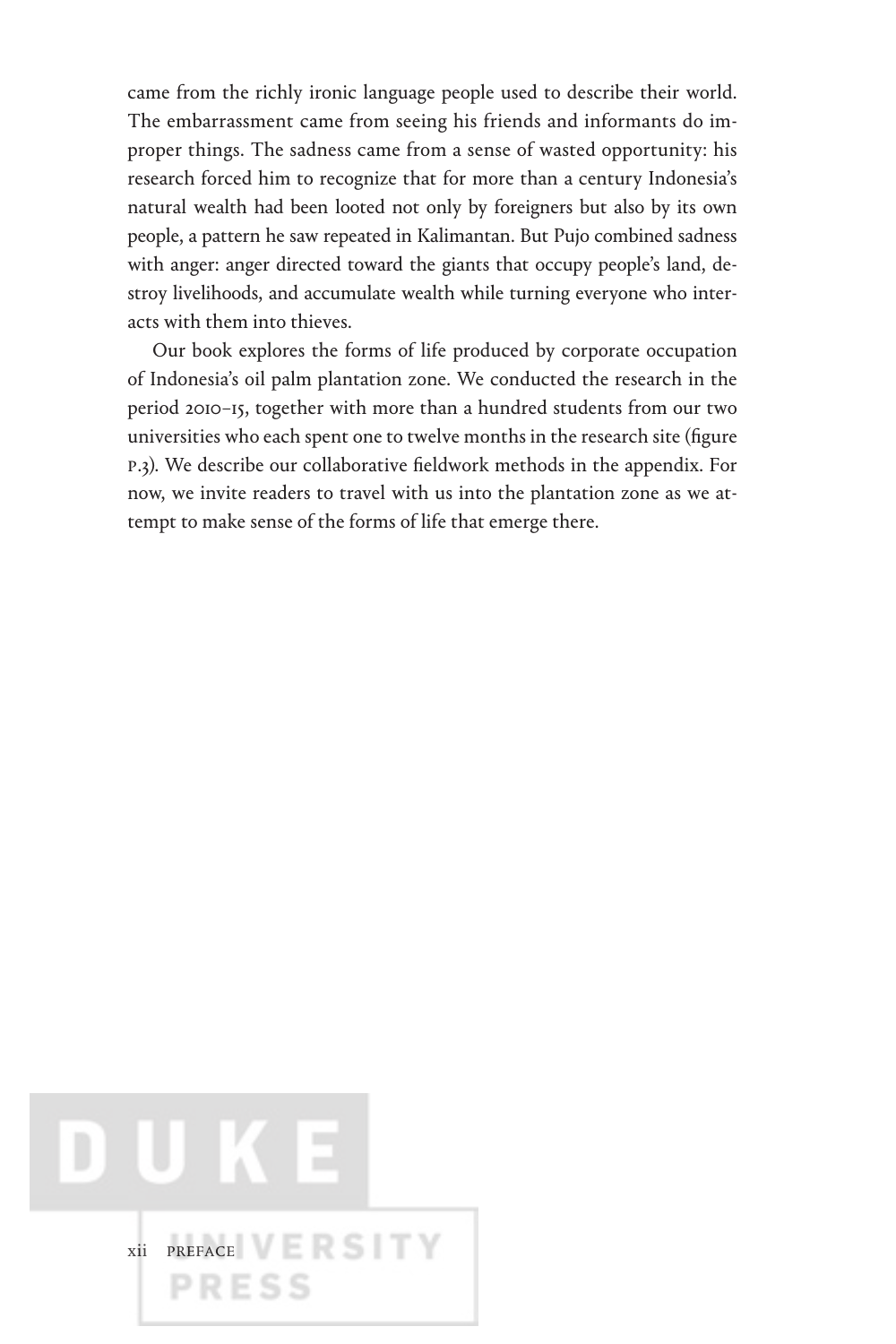came from the richly ironic language people used to describe their world. The embarrassment came from seeing his friends and informants do improper things. The sadness came from a sense of wasted opportunity: his research forced him to recognize that for more than a century Indonesia's natural wealth had been looted not only by foreigners but also by its own people, a pattern he saw repeated in Kalimantan. But Pujo combined sadness with anger: anger directed toward the giants that occupy people's land, destroy livelihoods, and accumulate wealth while turning everyone who interacts with them into thieves.

Our book explores the forms of life produced by corporate occupation of Indonesia's oil palm plantation zone. We conducted the research in the period 2010–15, together with more than a hundred students from our two universities who each spent one to twelve months in the research site (figure P.3). We describe our collaborative fieldwork methods in the appendix. For now, we invite readers to travel with us into the plantation zone as we attempt to make sense of the forms of life that emerge there.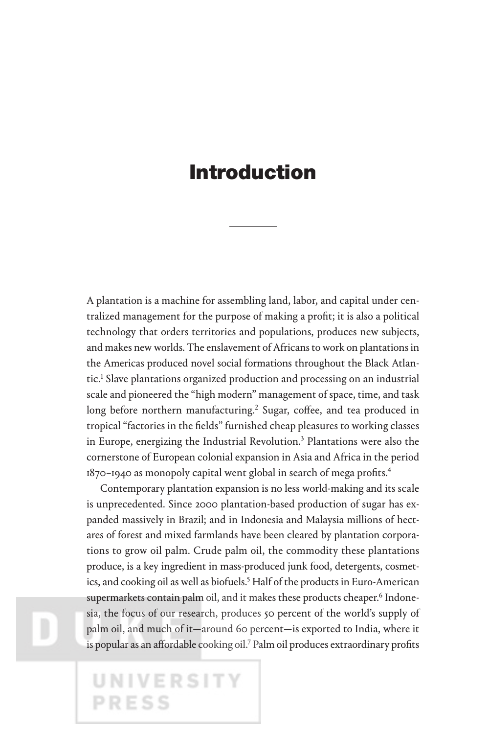# Introduction

A plantation is a machine for assembling land, labor, and capital under centralized management for the purpose of making a profit; it is also a political technology that orders territories and populations, produces new subjects, and makes new worlds. The enslavement of Africans to work on plantations in the Americas produced novel social formations throughout the Black Atlantic.[1] Slave plantations organized production and processing on an industrial scale and pioneered the "high modern" management of space, time, and task long before northern manufacturing.[2] Sugar, coffee, and tea produced in tropical "factories in the fields" furnished cheap pleasures to working classes in Europe, energizing the Industrial Revolution.[3] Plantations were also the cornerstone of European colonial expansion in Asia and Africa in the period 1870–1940 as monopoly capital went global in search of mega profits.[4]

Contemporary plantation expansion is no less world-making and its scale is unprecedented. Since 2000 plantation-based production of sugar has expanded massively in Brazil; and in Indonesia and Malaysia millions of hectares of forest and mixed farmlands have been cleared by plantation corporations to grow oil palm. Crude palm oil, the commodity these plantations produce, is a key ingredient in mass-produced junk food, detergents, cosmetics, and cooking oil as well as biofuels.[5] Half of the products in Euro-American supermarkets contain palm oil, and it makes these products cheaper.[6] Indonesia, the focus of our research, produces 50 percent of the world's supply of palm oil, and much of it—around 60 percent—is exported to India, where it is popular as an affordable cooking oil.[7] Palm oil produces extraordinary profits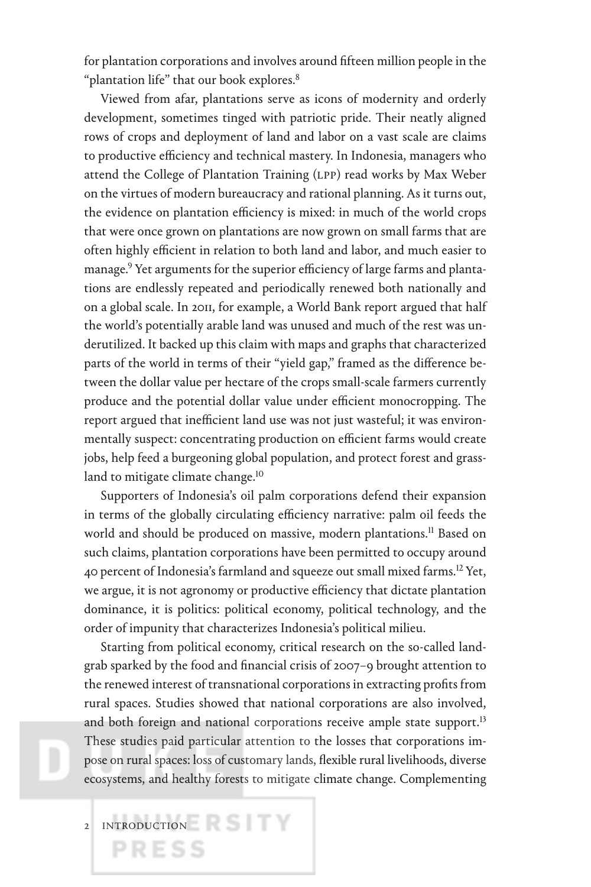for plantation corporations and involves around fifteen million people in the "plantation life" that our book explores.[8]

Viewed from afar, plantations serve as icons of modernity and orderly development, sometimes tinged with patriotic pride. Their neatly aligned rows of crops and deployment of land and labor on a vast scale are claims to productive efficiency and technical mastery. In Indonesia, managers who attend the College of Plantation Training (LPP) read works by Max Weber on the virtues of modern bureaucracy and rational planning. As it turns out, the evidence on plantation efficiency is mixed: in much of the world crops that were once grown on plantations are now grown on small farms that are often highly efficient in relation to both land and labor, and much easier to manage.[9] Yet arguments for the superior efficiency of large farms and plantations are endlessly repeated and periodically renewed both nationally and on a global scale. In 2011, for example, a World Bank report argued that half the world's potentially arable land was unused and much of the rest was underutilized. It backed up this claim with maps and graphs that characterized parts of the world in terms of their "yield gap," framed as the difference between the dollar value per hectare of the crops small-scale farmers currently produce and the potential dollar value under efficient monocropping. The report argued that inefficient land use was not just wasteful; it was environmentally suspect: concentrating production on efficient farms would create jobs, help feed a burgeoning global population, and protect forest and grassland to mitigate climate change.[10]

Supporters of Indonesia's oil palm corporations defend their expansion in terms of the globally circulating efficiency narrative: palm oil feeds the world and should be produced on massive, modern plantations.[11] Based on such claims, plantation corporations have been permitted to occupy around 40 percent of Indonesia's farmland and squeeze out small mixed farms.[12] Yet, we argue, it is not agronomy or productive efficiency that dictate plantation dominance, it is politics: political economy, political technology, and the order of impunity that characterizes Indonesia's political milieu.

Starting from political economy, critical research on the so-called landgrab sparked by the food and financial crisis of 2007–9 brought attention to the renewed interest of transnational corporations in extracting profits from rural spaces. Studies showed that national corporations are also involved, and both foreign and national corporations receive ample state support.[13] These studies paid particular attention to the losses that corporations impose on rural spaces: loss of customary lands, flexible rural livelihoods, diverse ecosystems, and healthy forests to mitigate climate change. Complementing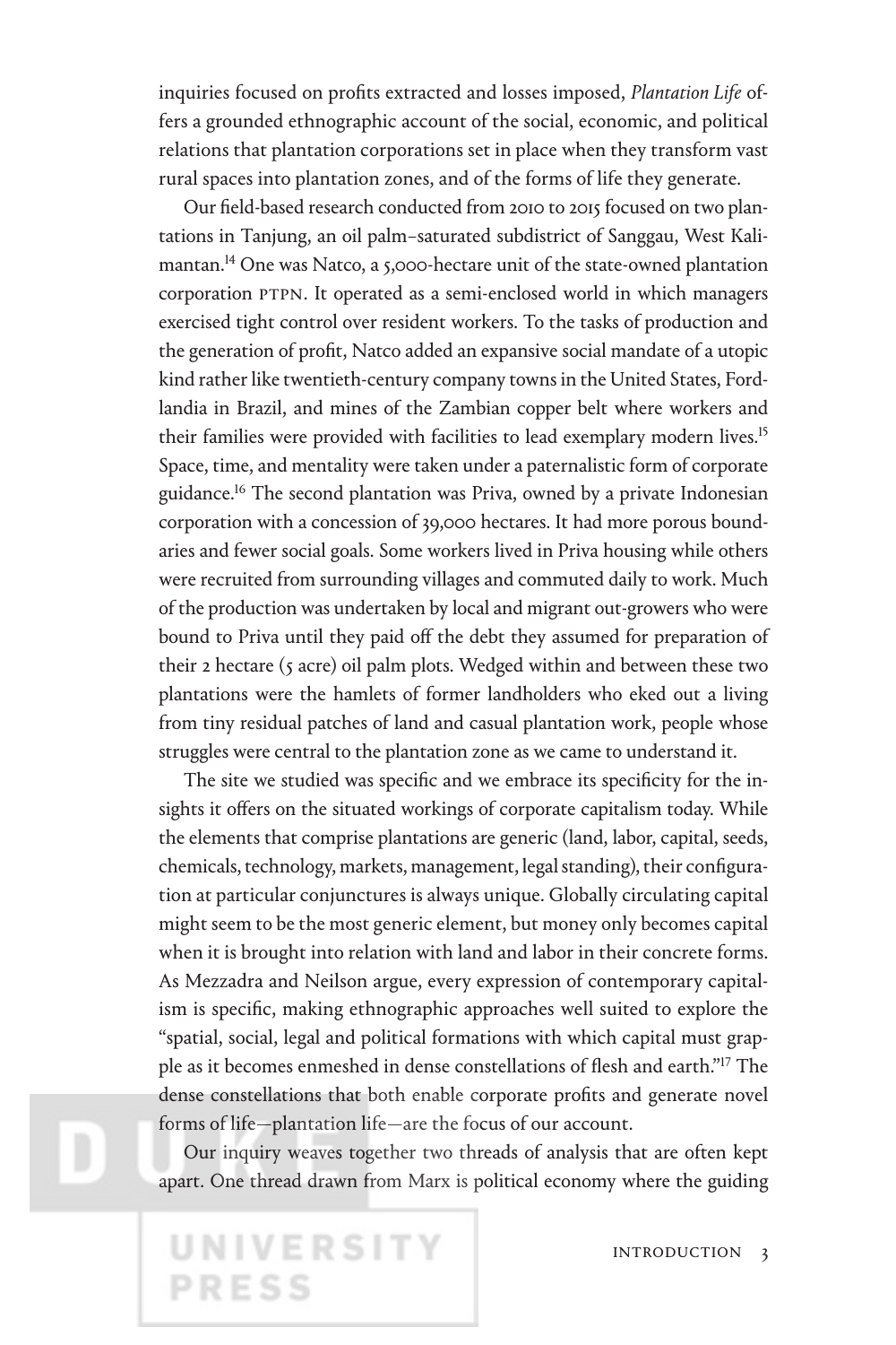inquiries focused on profits extracted and losses imposed, *Plantation Life* offers a grounded ethnographic account of the social, economic, and political relations that plantation corporations set in place when they transform vast rural spaces into plantation zones, and of the forms of life they generate.

Our field-based research conducted from 2010 to 2015 focused on two plantations in Tanjung, an oil palm–saturated subdistrict of Sanggau, West Kalimantan.[14] One was Natco, a 5,000-hectare unit of the state-owned plantation corporation PTPN. It operated as a semi-enclosed world in which managers exercised tight control over resident workers. To the tasks of production and the generation of profit, Natco added an expansive social mandate of a utopic kind rather like twentieth-century company towns in the United States, Fordlandia in Brazil, and mines of the Zambian copper belt where workers and their families were provided with facilities to lead exemplary modern lives.[15] Space, time, and mentality were taken under a paternalistic form of corporate guidance.[16] The second plantation was Priva, owned by a private Indonesian corporation with a concession of 39,000 hectares. It had more porous boundaries and fewer social goals. Some workers lived in Priva housing while others were recruited from surrounding villages and commuted daily to work. Much of the production was undertaken by local and migrant out-growers who were bound to Priva until they paid off the debt they assumed for preparation of their 2 hectare (5 acre) oil palm plots. Wedged within and between these two plantations were the hamlets of former landholders who eked out a living from tiny residual patches of land and casual plantation work, people whose struggles were central to the plantation zone as we came to understand it.

The site we studied was specific and we embrace its specificity for the insights it offers on the situated workings of corporate capitalism today. While the elements that comprise plantations are generic (land, labor, capital, seeds, chemicals, technology, markets, management, legal standing), their configuration at particular conjunctures is always unique. Globally circulating capital might seem to be the most generic element, but money only becomes capital when it is brought into relation with land and labor in their concrete forms. As Mezzadra and Neilson argue, every expression of contemporary capitalism is specific, making ethnographic approaches well suited to explore the "spatial, social, legal and political formations with which capital must grapple as it becomes enmeshed in dense constellations of flesh and earth."[17] The dense constellations that both enable corporate profits and generate novel forms of life—plantation life—are the focus of our account.

Our inquiry weaves together two threads of analysis that are often kept apart. One thread drawn from Marx is political economy where the guiding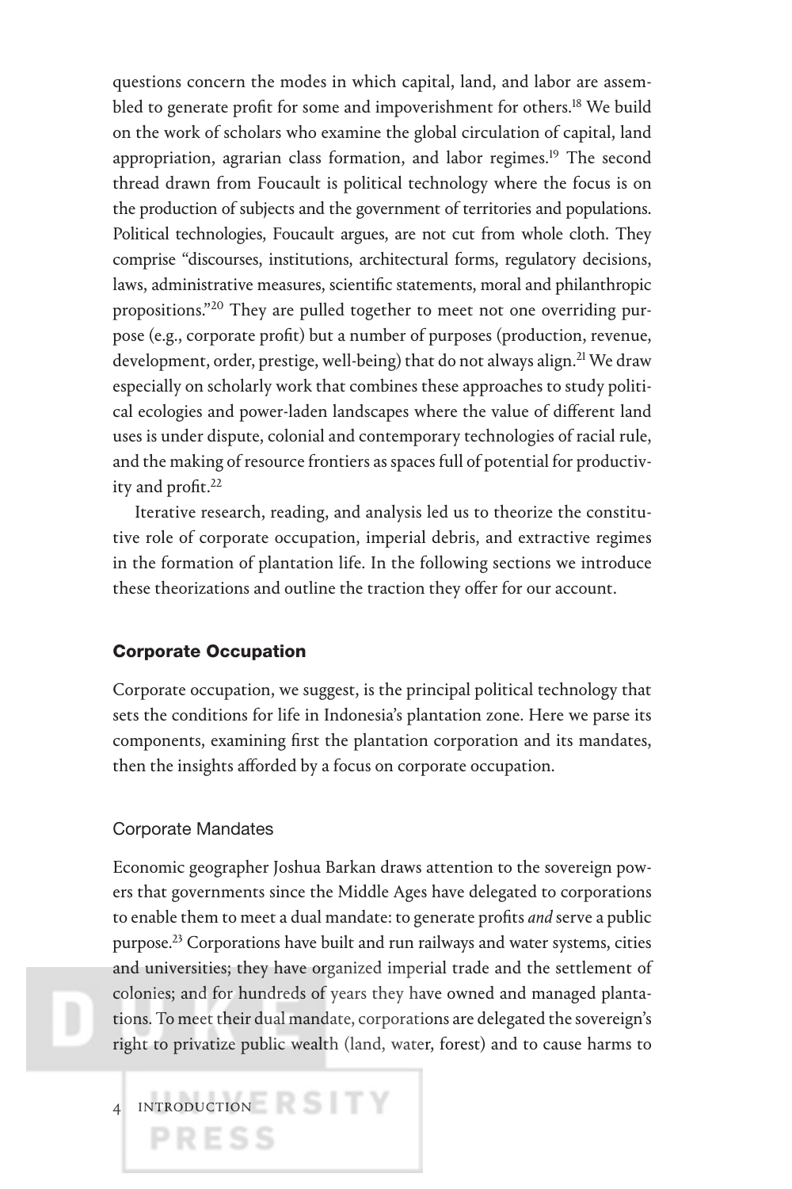questions concern the modes in which capital, land, and labor are assembled to generate profit for some and impoverishment for others.[18] We build on the work of scholars who examine the global circulation of capital, land appropriation, agrarian class formation, and labor regimes.[19] The second thread drawn from Foucault is political technology where the focus is on the production of subjects and the government of territories and populations. Political technologies, Foucault argues, are not cut from whole cloth. They comprise "discourses, institutions, architectural forms, regulatory decisions, laws, administrative measures, scientific statements, moral and philanthropic propositions."[20] They are pulled together to meet not one overriding purpose (e.g., corporate profit) but a number of purposes (production, revenue, development, order, prestige, well-being) that do not always align.[21] We draw especially on scholarly work that combines these approaches to study political ecologies and power-laden landscapes where the value of different land uses is under dispute, colonial and contemporary technologies of racial rule, and the making of resource frontiers as spaces full of potential for productivity and profit.[22]

Iterative research, reading, and analysis led us to theorize the constitutive role of corporate occupation, imperial debris, and extractive regimes in the formation of plantation life. In the following sections we introduce these theorizations and outline the traction they offer for our account.

## Corporate Occupation

Corporate occupation, we suggest, is the principal political technology that sets the conditions for life in Indonesia's plantation zone. Here we parse its components, examining first the plantation corporation and its mandates, then the insights afforded by a focus on corporate occupation.

### Corporate Mandates

Economic geographer Joshua Barkan draws attention to the sovereign powers that governments since the Middle Ages have delegated to corporations to enable them to meet a dual mandate: to generate profits *and* serve a public purpose.[23] Corporations have built and run railways and water systems, cities and universities; they have organized imperial trade and the settlement of colonies; and for hundreds of years they have owned and managed plantations. To meet their dual mandate, corporations are delegated the sovereign's right to privatize public wealth (land, water, forest) and to cause harms to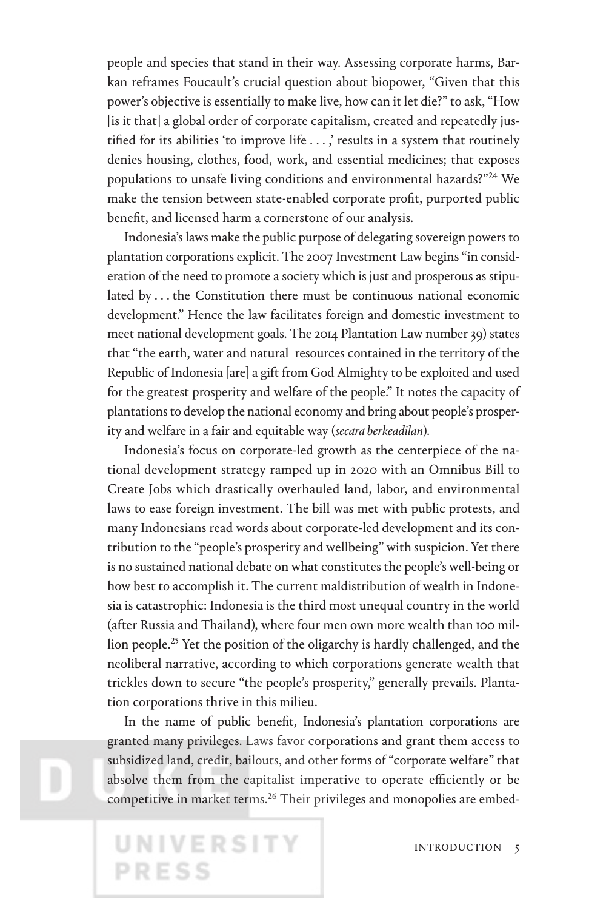people and species that stand in their way. Assessing corporate harms, Barkan reframes Foucault's crucial question about biopower, "Given that this power's objective is essentially to make live, how can it let die?" to ask, "How [is it that] a global order of corporate capitalism, created and repeatedly justified for its abilities 'to improve life . . . ,' results in a system that routinely denies housing, clothes, food, work, and essential medicines; that exposes populations to unsafe living conditions and environmental hazards?"[24] We make the tension between state-enabled corporate profit, purported public benefit, and licensed harm a cornerstone of our analysis.

Indonesia's laws make the public purpose of delegating sovereign powers to plantation corporations explicit. The 2007 Investment Law begins "in consideration of the need to promote a society which is just and prosperous as stipulated by . . . the Constitution there must be continuous national economic development." Hence the law facilitates foreign and domestic investment to meet national development goals. The 2014 Plantation Law number 39) states that "the earth, water and natural resources contained in the territory of the Republic of Indonesia [are] a gift from God Almighty to be exploited and used for the greatest prosperity and welfare of the people." It notes the capacity of plantations to develop the national economy and bring about people's prosperity and welfare in a fair and equitable way (*secara berkeadilan*).

Indonesia's focus on corporate-led growth as the centerpiece of the national development strategy ramped up in 2020 with an Omnibus Bill to Create Jobs which drastically overhauled land, labor, and environmental laws to ease foreign investment. The bill was met with public protests, and many Indonesians read words about corporate-led development and its contribution to the "people's prosperity and wellbeing" with suspicion. Yet there is no sustained national debate on what constitutes the people's well-being or how best to accomplish it. The current maldistribution of wealth in Indonesia is catastrophic: Indonesia is the third most unequal country in the world (after Russia and Thailand), where four men own more wealth than 100 million people.[25] Yet the position of the oligarchy is hardly challenged, and the neoliberal narrative, according to which corporations generate wealth that trickles down to secure "the people's prosperity," generally prevails. Plantation corporations thrive in this milieu.

In the name of public benefit, Indonesia's plantation corporations are granted many privileges. Laws favor corporations and grant them access to subsidized land, credit, bailouts, and other forms of "corporate welfare" that absolve them from the capitalist imperative to operate efficiently or be competitive in market terms.[26] Their privileges and monopolies are embed-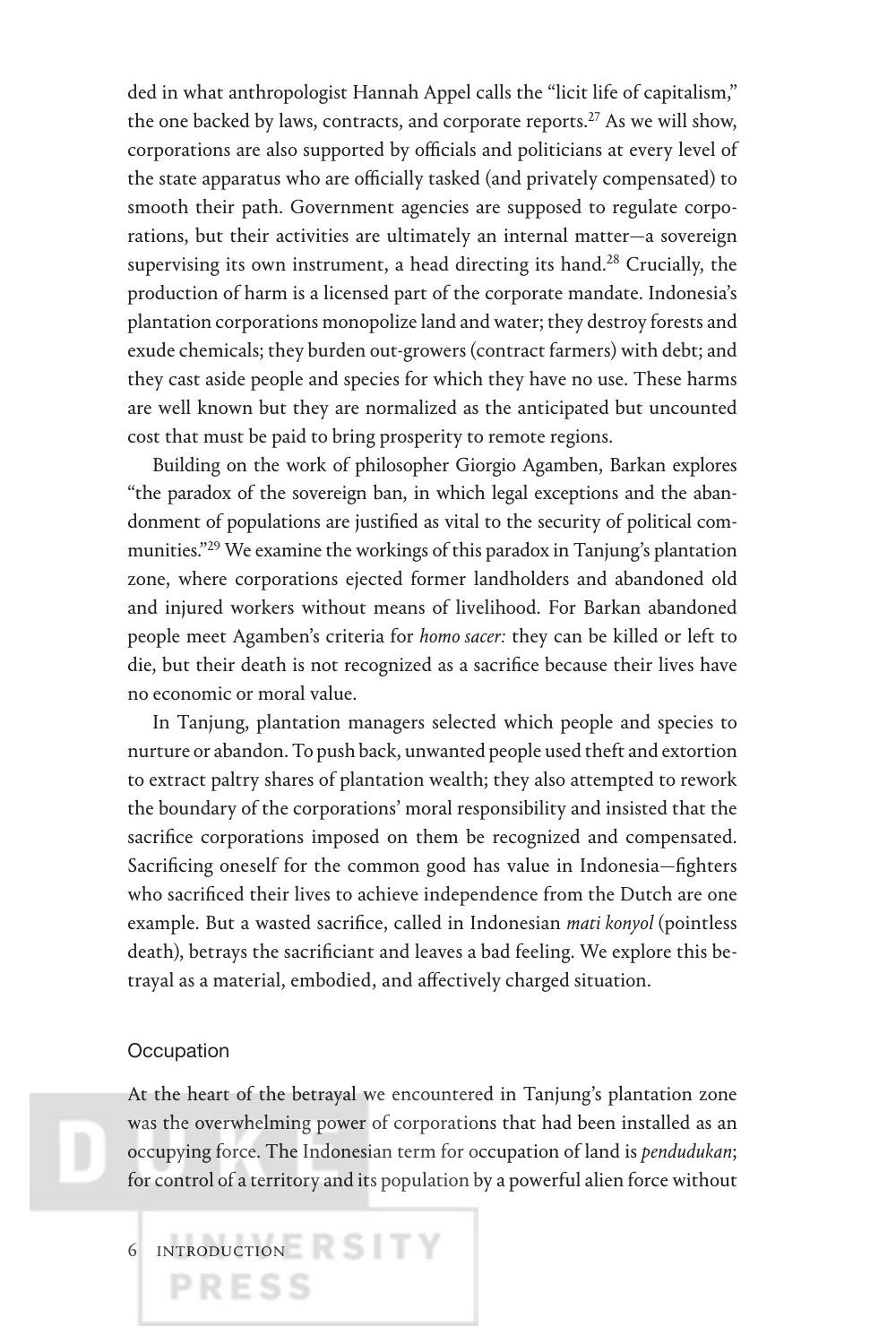ded in what anthropologist Hannah Appel calls the "licit life of capitalism," the one backed by laws, contracts, and corporate reports.[27] As we will show, corporations are also supported by officials and politicians at every level of the state apparatus who are officially tasked (and privately compensated) to smooth their path. Government agencies are supposed to regulate corporations, but their activities are ultimately an internal matter—a sovereign supervising its own instrument, a head directing its hand.[28] Crucially, the production of harm is a licensed part of the corporate mandate. Indonesia's plantation corporations monopolize land and water; they destroy forests and exude chemicals; they burden out-growers (contract farmers) with debt; and they cast aside people and species for which they have no use. These harms are well known but they are normalized as the anticipated but uncounted cost that must be paid to bring prosperity to remote regions.

Building on the work of philosopher Giorgio Agamben, Barkan explores "the paradox of the sovereign ban, in which legal exceptions and the abandonment of populations are justified as vital to the security of political communities."[29] We examine the workings of this paradox in Tanjung's plantation zone, where corporations ejected former landholders and abandoned old and injured workers without means of livelihood. For Barkan abandoned people meet Agamben's criteria for *homo sacer:* they can be killed or left to die, but their death is not recognized as a sacrifice because their lives have no economic or moral value.

In Tanjung, plantation managers selected which people and species to nurture or abandon. To push back, unwanted people used theft and extortion to extract paltry shares of plantation wealth; they also attempted to rework the boundary of the corporations' moral responsibility and insisted that the sacrifice corporations imposed on them be recognized and compensated. Sacrificing oneself for the common good has value in Indonesia—fighters who sacrificed their lives to achieve independence from the Dutch are one example. But a wasted sacrifice, called in Indonesian *mati konyol* (pointless death), betrays the sacrificiant and leaves a bad feeling. We explore this betrayal as a material, embodied, and affectively charged situation.

## Occupation

At the heart of the betrayal we encountered in Tanjung's plantation zone was the overwhelming power of corporations that had been installed as an occupying force. The Indonesian term for occupation of land is *pendudukan*; for control of a territory and its population by a powerful alien force without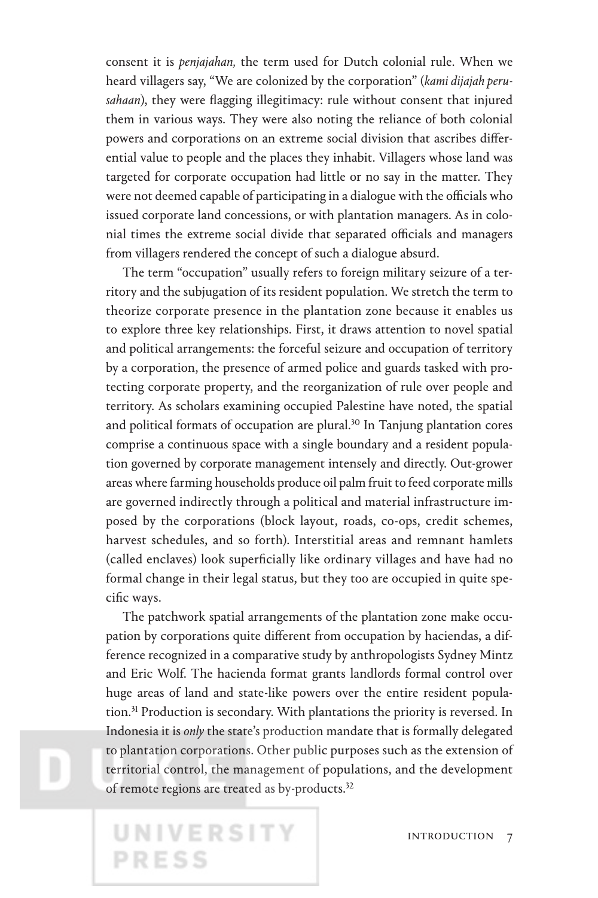consent it is *penjajahan,* the term used for Dutch colonial rule. When we heard villagers say, "We are colonized by the corporation" (*kami dijajah perusahaan*), they were flagging illegitimacy: rule without consent that injured them in various ways. They were also noting the reliance of both colonial powers and corporations on an extreme social division that ascribes differential value to people and the places they inhabit. Villagers whose land was targeted for corporate occupation had little or no say in the matter. They were not deemed capable of participating in a dialogue with the officials who issued corporate land concessions, or with plantation managers. As in colonial times the extreme social divide that separated officials and managers from villagers rendered the concept of such a dialogue absurd.

The term "occupation" usually refers to foreign military seizure of a territory and the subjugation of its resident population. We stretch the term to theorize corporate presence in the plantation zone because it enables us to explore three key relationships. First, it draws attention to novel spatial and political arrangements: the forceful seizure and occupation of territory by a corporation, the presence of armed police and guards tasked with protecting corporate property, and the reorganization of rule over people and territory. As scholars examining occupied Palestine have noted, the spatial and political formats of occupation are plural.[30] In Tanjung plantation cores comprise a continuous space with a single boundary and a resident population governed by corporate management intensely and directly. Out-grower areas where farming households produce oil palm fruit to feed corporate mills are governed indirectly through a political and material infrastructure imposed by the corporations (block layout, roads, co-ops, credit schemes, harvest schedules, and so forth). Interstitial areas and remnant hamlets (called enclaves) look superficially like ordinary villages and have had no formal change in their legal status, but they too are occupied in quite specific ways.

The patchwork spatial arrangements of the plantation zone make occupation by corporations quite different from occupation by haciendas, a difference recognized in a comparative study by anthropologists Sydney Mintz and Eric Wolf. The hacienda format grants landlords formal control over huge areas of land and state-like powers over the entire resident population.[31] Production is secondary. With plantations the priority is reversed. In Indonesia it is *only* the state's production mandate that is formally delegated to plantation corporations. Other public purposes such as the extension of territorial control, the management of populations, and the development of remote regions are treated as by-products.[32]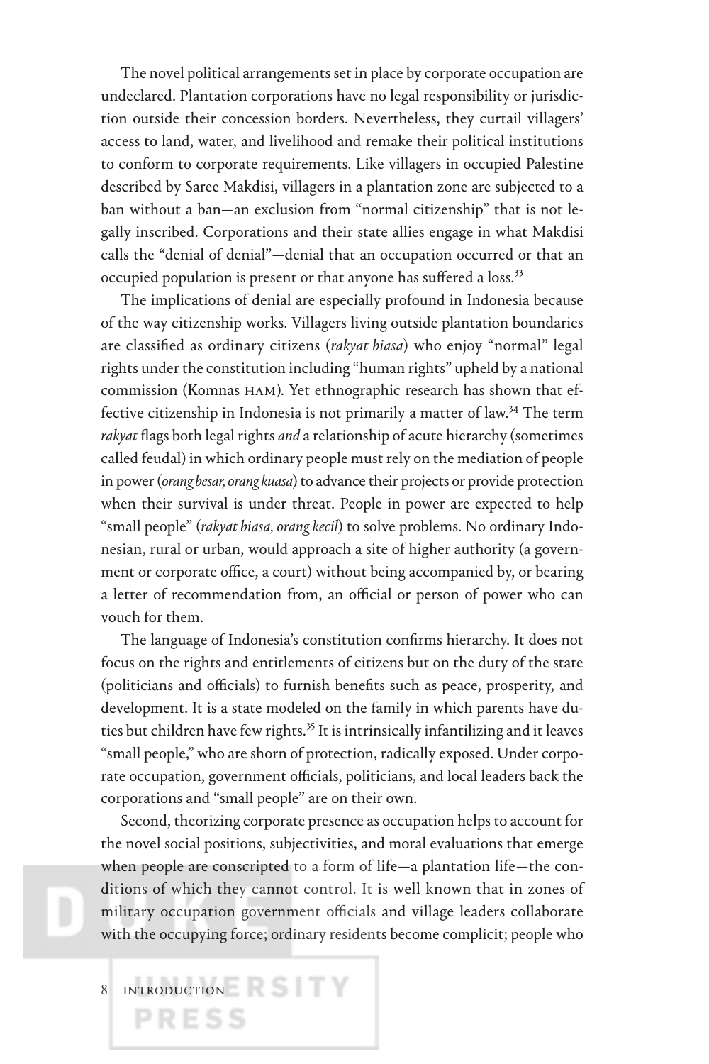The novel political arrangements set in place by corporate occupation are undeclared. Plantation corporations have no legal responsibility or jurisdiction outside their concession borders. Nevertheless, they curtail villagers' access to land, water, and livelihood and remake their political institutions to conform to corporate requirements. Like villagers in occupied Palestine described by Saree Makdisi, villagers in a plantation zone are subjected to a ban without a ban—an exclusion from "normal citizenship" that is not legally inscribed. Corporations and their state allies engage in what Makdisi calls the "denial of denial"—denial that an occupation occurred or that an occupied population is present or that anyone has suffered a loss.[33]

The implications of denial are especially profound in Indonesia because of the way citizenship works. Villagers living outside plantation boundaries are classified as ordinary citizens (*rakyat biasa*) who enjoy "normal" legal rights under the constitution including "human rights" upheld by a national commission (Komnas HAM). Yet ethnographic research has shown that effective citizenship in Indonesia is not primarily a matter of law.[34] The term *rakyat* flags both legal rights *and* a relationship of acute hierarchy (sometimes called feudal) in which ordinary people must rely on the mediation of people in power (*orang besar, orang kuasa*) to advance their projects or provide protection when their survival is under threat. People in power are expected to help "small people" (*rakyat biasa, orang kecil*) to solve problems. No ordinary Indonesian, rural or urban, would approach a site of higher authority (a government or corporate office, a court) without being accompanied by, or bearing a letter of recommendation from, an official or person of power who can vouch for them.

The language of Indonesia's constitution confirms hierarchy. It does not focus on the rights and entitlements of citizens but on the duty of the state (politicians and officials) to furnish benefits such as peace, prosperity, and development. It is a state modeled on the family in which parents have duties but children have few rights.[35] It is intrinsically infantilizing and it leaves "small people," who are shorn of protection, radically exposed. Under corporate occupation, government officials, politicians, and local leaders back the corporations and "small people" are on their own.

Second, theorizing corporate presence as occupation helps to account for the novel social positions, subjectivities, and moral evaluations that emerge when people are conscripted to a form of life—a plantation life—the conditions of which they cannot control. It is well known that in zones of military occupation government officials and village leaders collaborate with the occupying force; ordinary residents become complicit; people who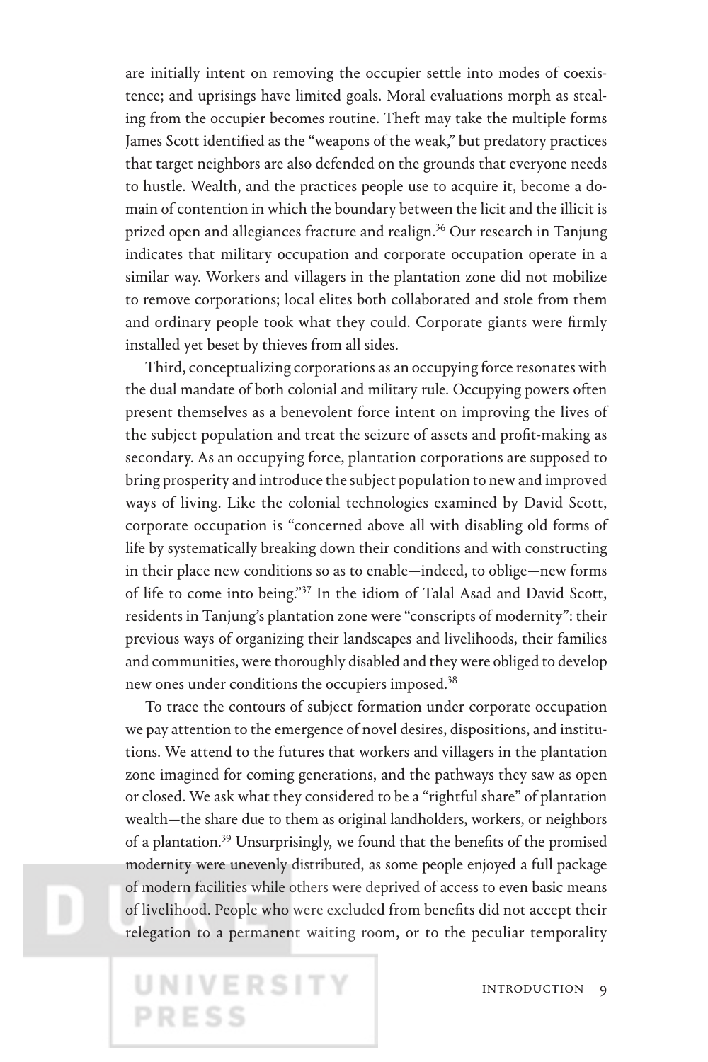are initially intent on removing the occupier settle into modes of coexistence; and uprisings have limited goals. Moral evaluations morph as stealing from the occupier becomes routine. Theft may take the multiple forms James Scott identified as the "weapons of the weak," but predatory practices that target neighbors are also defended on the grounds that everyone needs to hustle. Wealth, and the practices people use to acquire it, become a domain of contention in which the boundary between the licit and the illicit is prized open and allegiances fracture and realign.[36] Our research in Tanjung indicates that military occupation and corporate occupation operate in a similar way. Workers and villagers in the plantation zone did not mobilize to remove corporations; local elites both collaborated and stole from them and ordinary people took what they could. Corporate giants were firmly installed yet beset by thieves from all sides.

Third, conceptualizing corporations as an occupying force resonates with the dual mandate of both colonial and military rule. Occupying powers often present themselves as a benevolent force intent on improving the lives of the subject population and treat the seizure of assets and profit-making as secondary. As an occupying force, plantation corporations are supposed to bring prosperity and introduce the subject population to new and improved ways of living. Like the colonial technologies examined by David Scott, corporate occupation is "concerned above all with disabling old forms of life by systematically breaking down their conditions and with constructing in their place new conditions so as to enable—indeed, to oblige—new forms of life to come into being."[37] In the idiom of Talal Asad and David Scott, residents in Tanjung's plantation zone were "conscripts of modernity": their previous ways of organizing their landscapes and livelihoods, their families and communities, were thoroughly disabled and they were obliged to develop new ones under conditions the occupiers imposed.[38]

To trace the contours of subject formation under corporate occupation we pay attention to the emergence of novel desires, dispositions, and institutions. We attend to the futures that workers and villagers in the plantation zone imagined for coming generations, and the pathways they saw as open or closed. We ask what they considered to be a "rightful share" of plantation wealth—the share due to them as original landholders, workers, or neighbors of a plantation.[39] Unsurprisingly, we found that the benefits of the promised modernity were unevenly distributed, as some people enjoyed a full package of modern facilities while others were deprived of access to even basic means of livelihood. People who were excluded from benefits did not accept their relegation to a permanent waiting room, or to the peculiar temporality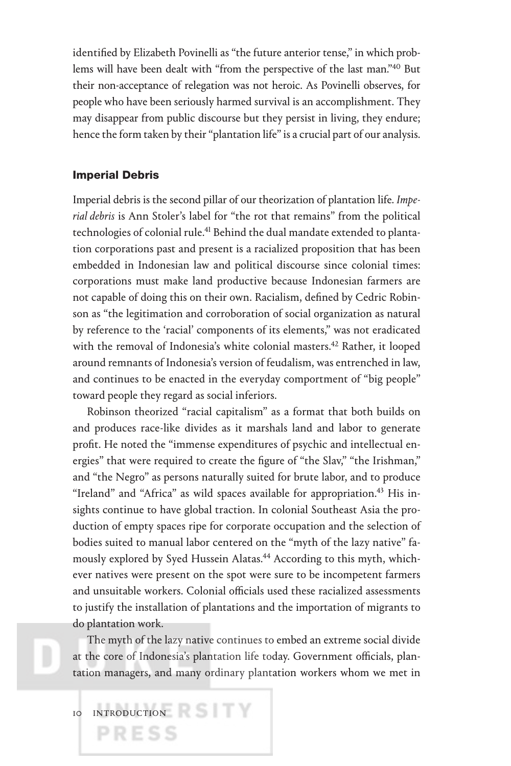identified by Elizabeth Povinelli as "the future anterior tense," in which problems will have been dealt with "from the perspective of the last man."[40] But their non-acceptance of relegation was not heroic. As Povinelli observes, for people who have been seriously harmed survival is an accomplishment. They may disappear from public discourse but they persist in living, they endure; hence the form taken by their "plantation life" is a crucial part of our analysis.

## Imperial Debris

Imperial debris is the second pillar of our theorization of plantation life. *Imperial debris* is Ann Stoler's label for "the rot that remains" from the political technologies of colonial rule.[41] Behind the dual mandate extended to plantation corporations past and present is a racialized proposition that has been embedded in Indonesian law and political discourse since colonial times: corporations must make land productive because Indonesian farmers are not capable of doing this on their own. Racialism, defined by Cedric Robinson as "the legitimation and corroboration of social organization as natural by reference to the 'racial' components of its elements," was not eradicated with the removal of Indonesia's white colonial masters.[42] Rather, it looped around remnants of Indonesia's version of feudalism, was entrenched in law, and continues to be enacted in the everyday comportment of "big people" toward people they regard as social inferiors.

Robinson theorized "racial capitalism" as a format that both builds on and produces race-like divides as it marshals land and labor to generate profit. He noted the "immense expenditures of psychic and intellectual energies" that were required to create the figure of "the Slav," "the Irishman," and "the Negro" as persons naturally suited for brute labor, and to produce "Ireland" and "Africa" as wild spaces available for appropriation.[43] His insights continue to have global traction. In colonial Southeast Asia the production of empty spaces ripe for corporate occupation and the selection of bodies suited to manual labor centered on the "myth of the lazy native" famously explored by Syed Hussein Alatas.[44] According to this myth, whichever natives were present on the spot were sure to be incompetent farmers and unsuitable workers. Colonial officials used these racialized assessments to justify the installation of plantations and the importation of migrants to do plantation work.

The myth of the lazy native continues to embed an extreme social divide at the core of Indonesia's plantation life today. Government officials, plantation managers, and many ordinary plantation workers whom we met in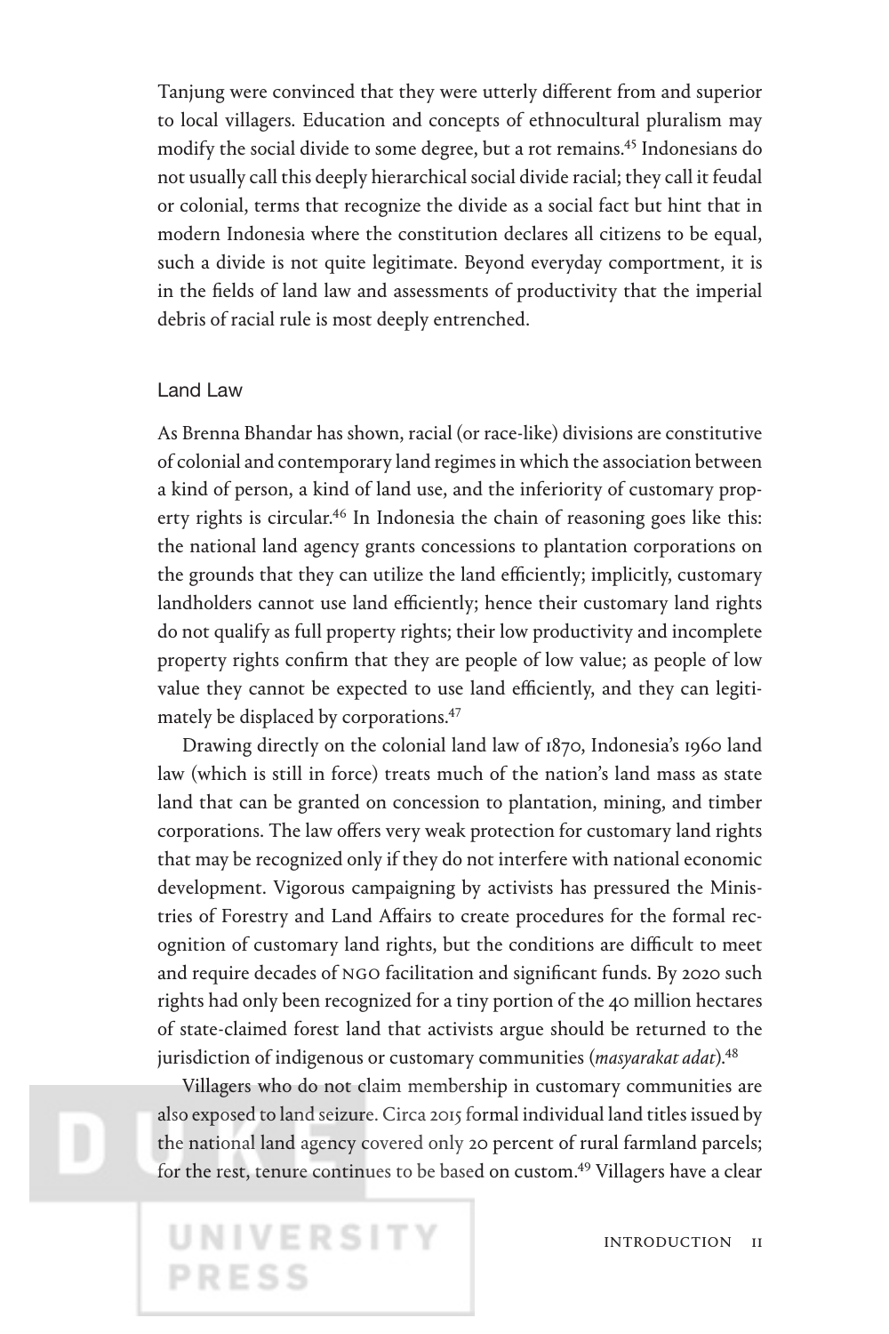Tanjung were convinced that they were utterly different from and superior to local villagers. Education and concepts of ethnocultural pluralism may modify the social divide to some degree, but a rot remains.[45] Indonesians do not usually call this deeply hierarchical social divide racial; they call it feudal or colonial, terms that recognize the divide as a social fact but hint that in modern Indonesia where the constitution declares all citizens to be equal, such a divide is not quite legitimate. Beyond everyday comportment, it is in the fields of land law and assessments of productivity that the imperial debris of racial rule is most deeply entrenched.

## Land Law

As Brenna Bhandar has shown, racial (or race-like) divisions are constitutive of colonial and contemporary land regimes in which the association between a kind of person, a kind of land use, and the inferiority of customary property rights is circular.[46] In Indonesia the chain of reasoning goes like this: the national land agency grants concessions to plantation corporations on the grounds that they can utilize the land efficiently; implicitly, customary landholders cannot use land efficiently; hence their customary land rights do not qualify as full property rights; their low productivity and incomplete property rights confirm that they are people of low value; as people of low value they cannot be expected to use land efficiently, and they can legitimately be displaced by corporations.[47]

Drawing directly on the colonial land law of 1870, Indonesia's 1960 land law (which is still in force) treats much of the nation's land mass as state land that can be granted on concession to plantation, mining, and timber corporations. The law offers very weak protection for customary land rights that may be recognized only if they do not interfere with national economic development. Vigorous campaigning by activists has pressured the Ministries of Forestry and Land Affairs to create procedures for the formal recognition of customary land rights, but the conditions are difficult to meet and require decades of NGO facilitation and significant funds. By 2020 such rights had only been recognized for a tiny portion of the 40 million hectares of state-claimed forest land that activists argue should be returned to the jurisdiction of indigenous or customary communities (*masyarakat adat*).[48]

Villagers who do not claim membership in customary communities are also exposed to land seizure. Circa 2015 formal individual land titles issued by the national land agency covered only 20 percent of rural farmland parcels; for the rest, tenure continues to be based on custom.[49] Villagers have a clear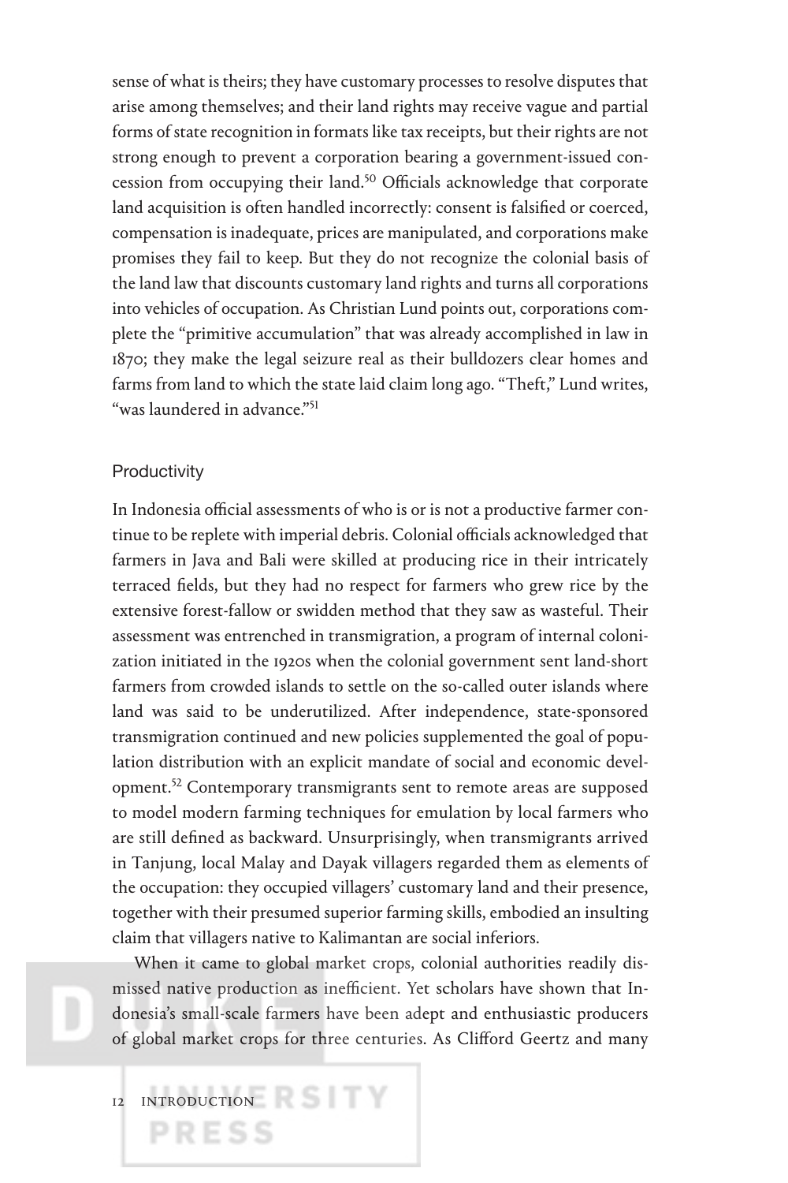sense of what is theirs; they have customary processes to resolve disputes that arise among themselves; and their land rights may receive vague and partial forms of state recognition in formats like tax receipts, but their rights are not strong enough to prevent a corporation bearing a government-issued concession from occupying their land.[50] Officials acknowledge that corporate land acquisition is often handled incorrectly: consent is falsified or coerced, compensation is inadequate, prices are manipulated, and corporations make promises they fail to keep. But they do not recognize the colonial basis of the land law that discounts customary land rights and turns all corporations into vehicles of occupation. As Christian Lund points out, corporations complete the "primitive accumulation" that was already accomplished in law in 1870; they make the legal seizure real as their bulldozers clear homes and farms from land to which the state laid claim long ago. "Theft," Lund writes, "was laundered in advance."[51]

## Productivity

In Indonesia official assessments of who is or is not a productive farmer continue to be replete with imperial debris. Colonial officials acknowledged that farmers in Java and Bali were skilled at producing rice in their intricately terraced fields, but they had no respect for farmers who grew rice by the extensive forest-fallow or swidden method that they saw as wasteful. Their assessment was entrenched in transmigration, a program of internal colonization initiated in the 1920s when the colonial government sent land-short farmers from crowded islands to settle on the so-called outer islands where land was said to be underutilized. After independence, state-sponsored transmigration continued and new policies supplemented the goal of population distribution with an explicit mandate of social and economic development.[52] Contemporary transmigrants sent to remote areas are supposed to model modern farming techniques for emulation by local farmers who are still defined as backward. Unsurprisingly, when transmigrants arrived in Tanjung, local Malay and Dayak villagers regarded them as elements of the occupation: they occupied villagers' customary land and their presence, together with their presumed superior farming skills, embodied an insulting claim that villagers native to Kalimantan are social inferiors.

When it came to global market crops, colonial authorities readily dismissed native production as inefficient. Yet scholars have shown that Indonesia's small-scale farmers have been adept and enthusiastic producers of global market crops for three centuries. As Clifford Geertz and many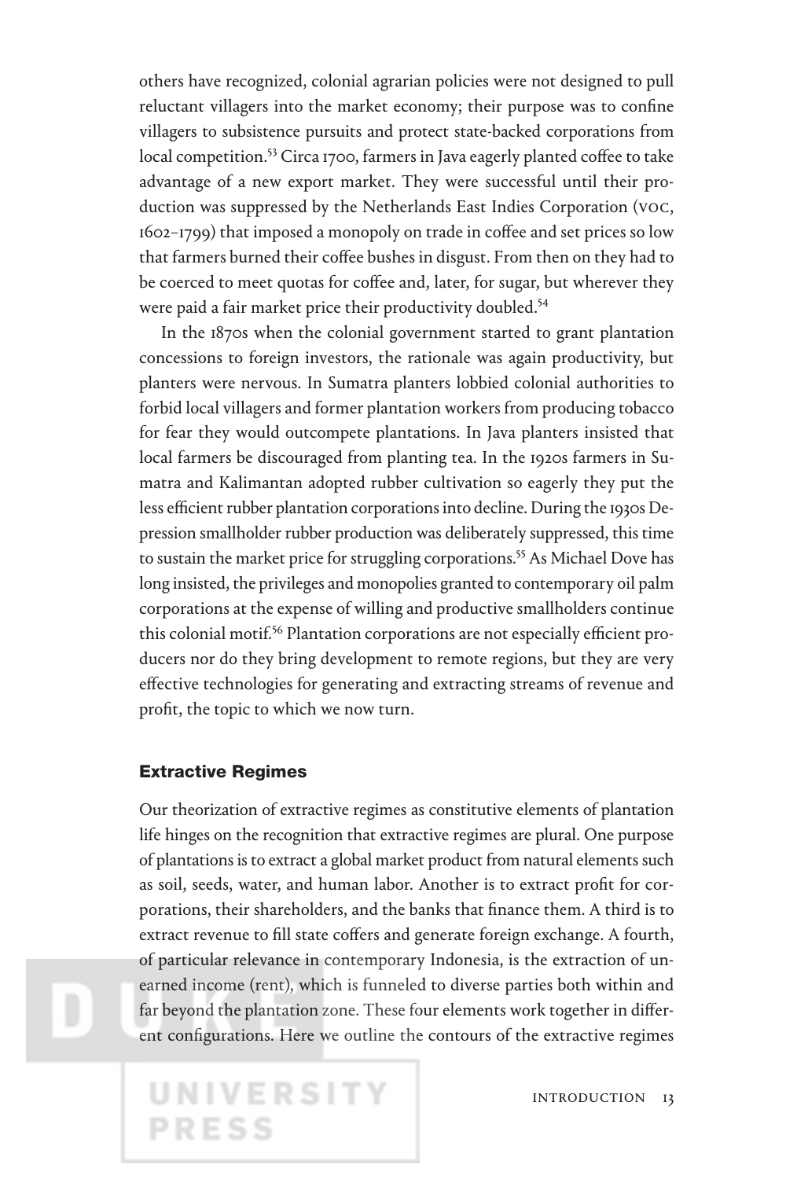others have recognized, colonial agrarian policies were not designed to pull reluctant villagers into the market economy; their purpose was to confine villagers to subsistence pursuits and protect state-backed corporations from local competition.[53] Circa 1700, farmers in Java eagerly planted coffee to take advantage of a new export market. They were successful until their production was suppressed by the Netherlands East Indies Corporation (VOC, 1602–1799) that imposed a monopoly on trade in coffee and set prices so low that farmers burned their coffee bushes in disgust. From then on they had to be coerced to meet quotas for coffee and, later, for sugar, but wherever they were paid a fair market price their productivity doubled.[54]

In the 1870s when the colonial government started to grant plantation concessions to foreign investors, the rationale was again productivity, but planters were nervous. In Sumatra planters lobbied colonial authorities to forbid local villagers and former plantation workers from producing tobacco for fear they would outcompete plantations. In Java planters insisted that local farmers be discouraged from planting tea. In the 1920s farmers in Sumatra and Kalimantan adopted rubber cultivation so eagerly they put the less efficient rubber plantation corporations into decline. During the 1930s Depression smallholder rubber production was deliberately suppressed, this time to sustain the market price for struggling corporations.[55] As Michael Dove has long insisted, the privileges and monopolies granted to contemporary oil palm corporations at the expense of willing and productive smallholders continue this colonial motif.[56] Plantation corporations are not especially efficient producers nor do they bring development to remote regions, but they are very effective technologies for generating and extracting streams of revenue and profit, the topic to which we now turn.

## Extractive Regimes

Our theorization of extractive regimes as constitutive elements of plantation life hinges on the recognition that extractive regimes are plural. One purpose of plantations is to extract a global market product from natural elements such as soil, seeds, water, and human labor. Another is to extract profit for corporations, their shareholders, and the banks that finance them. A third is to extract revenue to fill state coffers and generate foreign exchange. A fourth, of particular relevance in contemporary Indonesia, is the extraction of unearned income (rent), which is funneled to diverse parties both within and far beyond the plantation zone. These four elements work together in different configurations. Here we outline the contours of the extractive regimes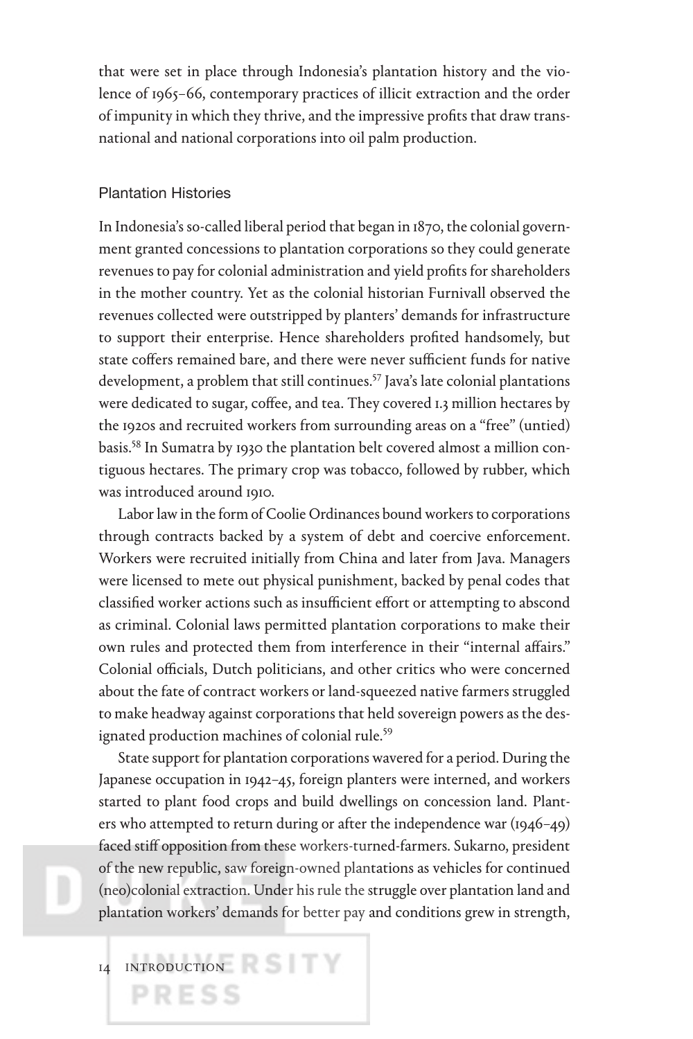that were set in place through Indonesia's plantation history and the violence of 1965–66, contemporary practices of illicit extraction and the order of impunity in which they thrive, and the impressive profits that draw transnational and national corporations into oil palm production.

## Plantation Histories

In Indonesia's so-called liberal period that began in 1870, the colonial government granted concessions to plantation corporations so they could generate revenues to pay for colonial administration and yield profits for shareholders in the mother country. Yet as the colonial historian Furnivall observed the revenues collected were outstripped by planters' demands for infrastructure to support their enterprise. Hence shareholders profited handsomely, but state coffers remained bare, and there were never sufficient funds for native development, a problem that still continues.[57] Java's late colonial plantations were dedicated to sugar, coffee, and tea. They covered 1.3 million hectares by the 1920s and recruited workers from surrounding areas on a "free" (untied) basis.[58] In Sumatra by 1930 the plantation belt covered almost a million contiguous hectares. The primary crop was tobacco, followed by rubber, which was introduced around 1910.

Labor law in the form of Coolie Ordinances bound workers to corporations through contracts backed by a system of debt and coercive enforcement. Workers were recruited initially from China and later from Java. Managers were licensed to mete out physical punishment, backed by penal codes that classified worker actions such as insufficient effort or attempting to abscond as criminal. Colonial laws permitted plantation corporations to make their own rules and protected them from interference in their "internal affairs." Colonial officials, Dutch politicians, and other critics who were concerned about the fate of contract workers or land-squeezed native farmers struggled to make headway against corporations that held sovereign powers as the designated production machines of colonial rule.[59]

State support for plantation corporations wavered for a period. During the Japanese occupation in 1942–45, foreign planters were interned, and workers started to plant food crops and build dwellings on concession land. Planters who attempted to return during or after the independence war (1946–49) faced stiff opposition from these workers-turned-farmers. Sukarno, president of the new republic, saw foreign-owned plantations as vehicles for continued (neo)colonial extraction. Under his rule the struggle over plantation land and plantation workers' demands for better pay and conditions grew in strength,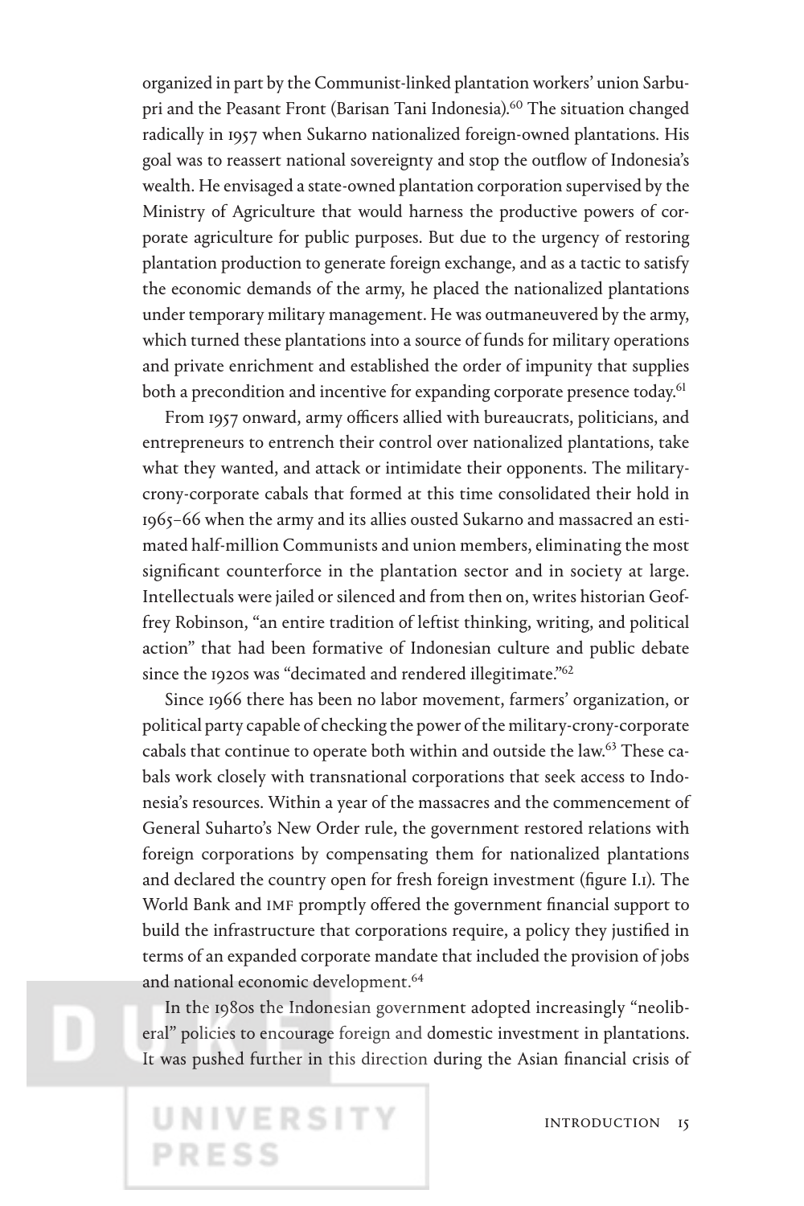organized in part by the Communist-linked plantation workers' union Sarbupri and the Peasant Front (Barisan Tani Indonesia).[60] The situation changed radically in 1957 when Sukarno nationalized foreign-owned plantations. His goal was to reassert national sovereignty and stop the outflow of Indonesia's wealth. He envisaged a state-owned plantation corporation supervised by the Ministry of Agriculture that would harness the productive powers of corporate agriculture for public purposes. But due to the urgency of restoring plantation production to generate foreign exchange, and as a tactic to satisfy the economic demands of the army, he placed the nationalized plantations under temporary military management. He was outmaneuvered by the army, which turned these plantations into a source of funds for military operations and private enrichment and established the order of impunity that supplies both a precondition and incentive for expanding corporate presence today.[61]

From 1957 onward, army officers allied with bureaucrats, politicians, and entrepreneurs to entrench their control over nationalized plantations, take what they wanted, and attack or intimidate their opponents. The military-crony-corporate cabals that formed at this time consolidated their hold in 1965–66 when the army and its allies ousted Sukarno and massacred an estimated half-million Communists and union members, eliminating the most significant counterforce in the plantation sector and in society at large. Intellectuals were jailed or silenced and from then on, writes historian Geoffrey Robinson, "an entire tradition of leftist thinking, writing, and political action" that had been formative of Indonesian culture and public debate since the 1920s was "decimated and rendered illegitimate."[62]

Since 1966 there has been no labor movement, farmers' organization, or political party capable of checking the power of the military-crony-corporate cabals that continue to operate both within and outside the law.[63] These cabals work closely with transnational corporations that seek access to Indonesia's resources. Within a year of the massacres and the commencement of General Suharto's New Order rule, the government restored relations with foreign corporations by compensating them for nationalized plantations and declared the country open for fresh foreign investment (figure I.1). The World Bank and IMF promptly offered the government financial support to build the infrastructure that corporations require, a policy they justified in terms of an expanded corporate mandate that included the provision of jobs and national economic development.[64]

In the 1980s the Indonesian government adopted increasingly "neoliberal" policies to encourage foreign and domestic investment in plantations. It was pushed further in this direction during the Asian financial crisis of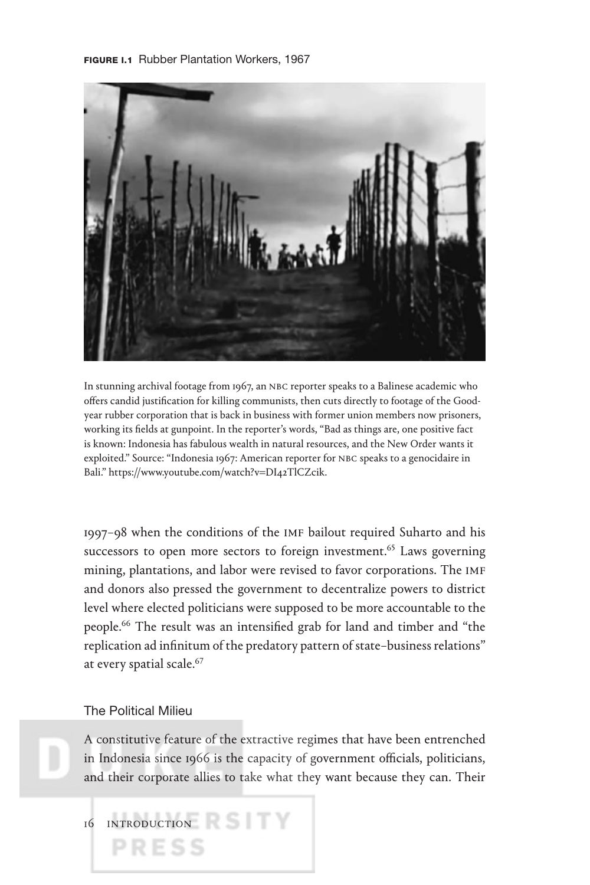**FIGURE I.1** Rubber Plantation Workers, 1967

In stunning archival footage from 1967, an NBC reporter speaks to a Balinese academic who offers candid justification for killing communists, then cuts directly to footage of the Goodyear rubber corporation that is back in business with former union members now prisoners, working its fields at gunpoint. In the reporter's words, "Bad as things are, one positive fact is known: Indonesia has fabulous wealth in natural resources, and the New Order wants it exploited." Source: "Indonesia 1967: American reporter for NBC speaks to a genocidaire in Bali." https://www.youtube.com/watch?v=DI42TlCZcik.

1997–98 when the conditions of the IMF bailout required Suharto and his successors to open more sectors to foreign investment.[65] Laws governing mining, plantations, and labor were revised to favor corporations. The IMF and donors also pressed the government to decentralize powers to district level where elected politicians were supposed to be more accountable to the people.[66] The result was an intensified grab for land and timber and "the replication ad infinitum of the predatory pattern of state–business relations" at every spatial scale.[67]

### The Political Milieu

A constitutive feature of the extractive regimes that have been entrenched in Indonesia since 1966 is the capacity of government officials, politicians, and their corporate allies to take what they want because they can. Their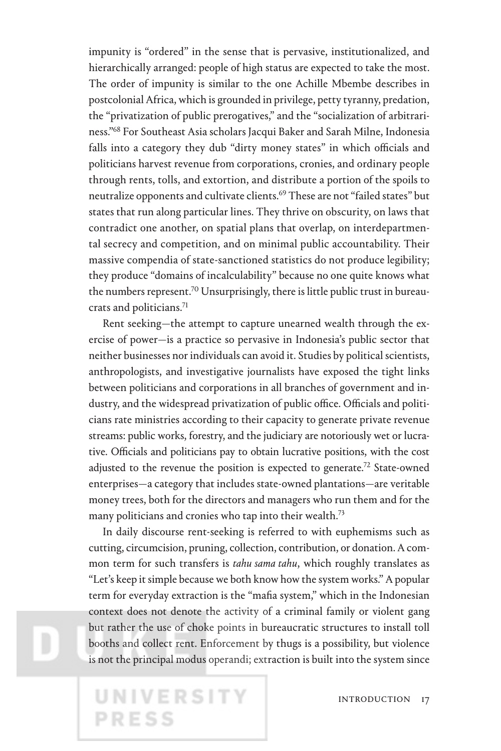impunity is "ordered" in the sense that is pervasive, institutionalized, and hierarchically arranged: people of high status are expected to take the most. The order of impunity is similar to the one Achille Mbembe describes in postcolonial Africa, which is grounded in privilege, petty tyranny, predation, the "privatization of public prerogatives," and the "socialization of arbitrariness."[68] For Southeast Asia scholars Jacqui Baker and Sarah Milne, Indonesia falls into a category they dub "dirty money states" in which officials and politicians harvest revenue from corporations, cronies, and ordinary people through rents, tolls, and extortion, and distribute a portion of the spoils to neutralize opponents and cultivate clients.[69] These are not "failed states" but states that run along particular lines. They thrive on obscurity, on laws that contradict one another, on spatial plans that overlap, on interdepartmental secrecy and competition, and on minimal public accountability. Their massive compendia of state-sanctioned statistics do not produce legibility; they produce "domains of incalculability" because no one quite knows what the numbers represent.[70] Unsurprisingly, there is little public trust in bureaucrats and politicians.[71]

Rent seeking—the attempt to capture unearned wealth through the exercise of power—is a practice so pervasive in Indonesia's public sector that neither businesses nor individuals can avoid it. Studies by political scientists, anthropologists, and investigative journalists have exposed the tight links between politicians and corporations in all branches of government and industry, and the widespread privatization of public office. Officials and politicians rate ministries according to their capacity to generate private revenue streams: public works, forestry, and the judiciary are notoriously wet or lucrative. Officials and politicians pay to obtain lucrative positions, with the cost adjusted to the revenue the position is expected to generate.[72] State-owned enterprises—a category that includes state-owned plantations—are veritable money trees, both for the directors and managers who run them and for the many politicians and cronies who tap into their wealth.[73]

In daily discourse rent-seeking is referred to with euphemisms such as cutting, circumcision, pruning, collection, contribution, or donation. A common term for such transfers is *tahu sama tahu*, which roughly translates as "Let's keep it simple because we both know how the system works." A popular term for everyday extraction is the "mafia system," which in the Indonesian context does not denote the activity of a criminal family or violent gang but rather the use of choke points in bureaucratic structures to install toll booths and collect rent. Enforcement by thugs is a possibility, but violence is not the principal modus operandi; extraction is built into the system since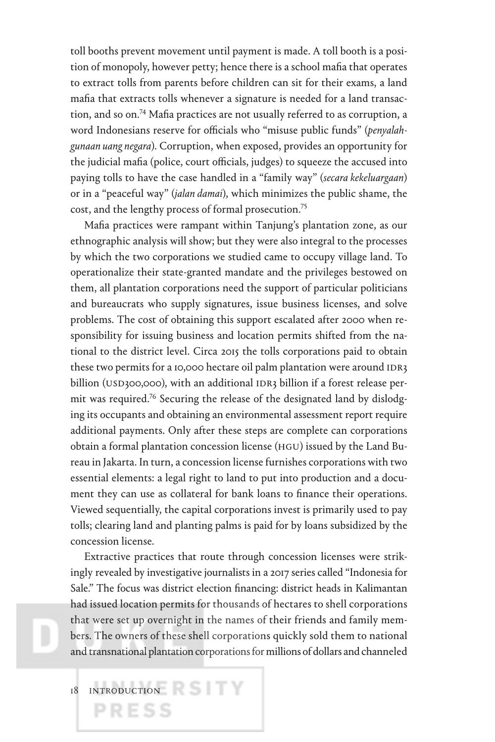toll booths prevent movement until payment is made. A toll booth is a position of monopoly, however petty; hence there is a school mafia that operates to extract tolls from parents before children can sit for their exams, a land mafia that extracts tolls whenever a signature is needed for a land transaction, and so on.[74] Mafia practices are not usually referred to as corruption, a word Indonesians reserve for officials who "misuse public funds" (*penyalahgunaan uang negara*). Corruption, when exposed, provides an opportunity for the judicial mafia (police, court officials, judges) to squeeze the accused into paying tolls to have the case handled in a "family way" (*secara kekeluargaan*) or in a "peaceful way" (*jalan damai*), which minimizes the public shame, the cost, and the lengthy process of formal prosecution.[75]

Mafia practices were rampant within Tanjung's plantation zone, as our ethnographic analysis will show; but they were also integral to the processes by which the two corporations we studied came to occupy village land. To operationalize their state-granted mandate and the privileges bestowed on them, all plantation corporations need the support of particular politicians and bureaucrats who supply signatures, issue business licenses, and solve problems. The cost of obtaining this support escalated after 2000 when responsibility for issuing business and location permits shifted from the national to the district level. Circa 2015 the tolls corporations paid to obtain these two permits for a 10,000 hectare oil palm plantation were around IDR3 billion (USD300,000), with an additional IDR3 billion if a forest release permit was required.[76] Securing the release of the designated land by dislodging its occupants and obtaining an environmental assessment report require additional payments. Only after these steps are complete can corporations obtain a formal plantation concession license (HGU) issued by the Land Bureau in Jakarta. In turn, a concession license furnishes corporations with two essential elements: a legal right to land to put into production and a document they can use as collateral for bank loans to finance their operations. Viewed sequentially, the capital corporations invest is primarily used to pay tolls; clearing land and planting palms is paid for by loans subsidized by the concession license.

Extractive practices that route through concession licenses were strikingly revealed by investigative journalists in a 2017 series called "Indonesia for Sale." The focus was district election financing: district heads in Kalimantan had issued location permits for thousands of hectares to shell corporations that were set up overnight in the names of their friends and family members. The owners of these shell corporations quickly sold them to national and transnational plantation corporations for millions of dollars and channeled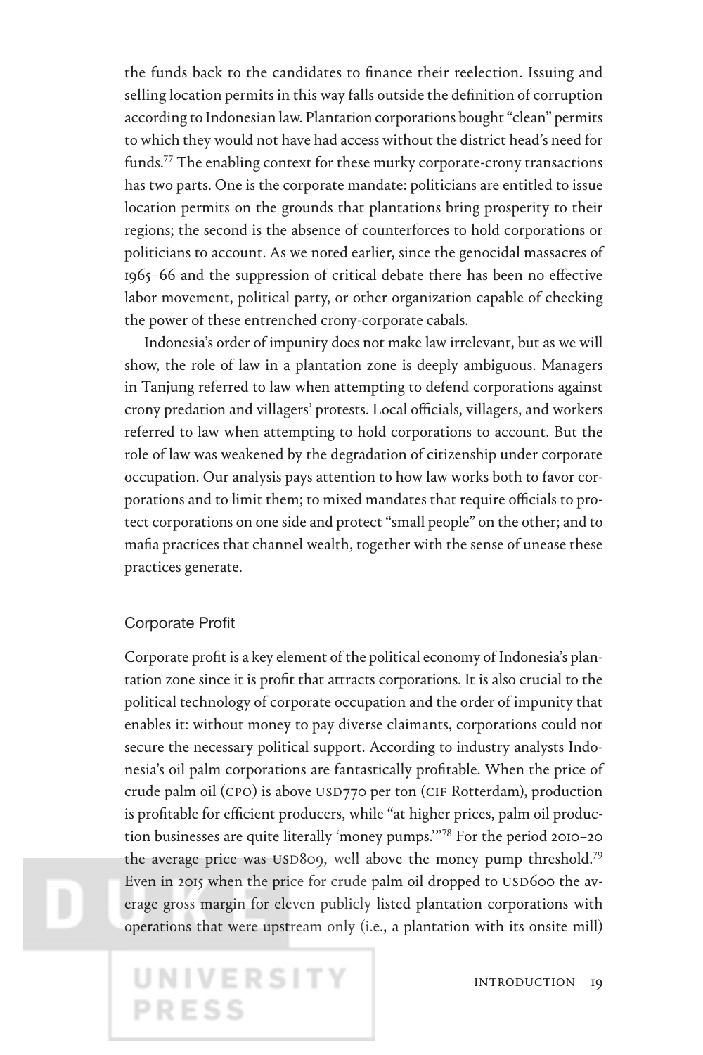the funds back to the candidates to finance their reelection. Issuing and selling location permits in this way falls outside the definition of corruption according to Indonesian law. Plantation corporations bought "clean" permits to which they would not have had access without the district head's need for funds.[77] The enabling context for these murky corporate-crony transactions has two parts. One is the corporate mandate: politicians are entitled to issue location permits on the grounds that plantations bring prosperity to their regions; the second is the absence of counterforces to hold corporations or politicians to account. As we noted earlier, since the genocidal massacres of 1965–66 and the suppression of critical debate there has been no effective labor movement, political party, or other organization capable of checking the power of these entrenched crony-corporate cabals.

Indonesia's order of impunity does not make law irrelevant, but as we will show, the role of law in a plantation zone is deeply ambiguous. Managers in Tanjung referred to law when attempting to defend corporations against crony predation and villagers' protests. Local officials, villagers, and workers referred to law when attempting to hold corporations to account. But the role of law was weakened by the degradation of citizenship under corporate occupation. Our analysis pays attention to how law works both to favor corporations and to limit them; to mixed mandates that require officials to protect corporations on one side and protect "small people" on the other; and to mafia practices that channel wealth, together with the sense of unease these practices generate.

## Corporate Profit

Corporate profit is a key element of the political economy of Indonesia's plantation zone since it is profit that attracts corporations. It is also crucial to the political technology of corporate occupation and the order of impunity that enables it: without money to pay diverse claimants, corporations could not secure the necessary political support. According to industry analysts Indonesia's oil palm corporations are fantastically profitable. When the price of crude palm oil (CPO) is above USD770 per ton (CIF Rotterdam), production is profitable for efficient producers, while "at higher prices, palm oil production businesses are quite literally 'money pumps.'"[78] For the period 2010–20 the average price was USD809, well above the money pump threshold.[79] Even in 2015 when the price for crude palm oil dropped to USD600 the average gross margin for eleven publicly listed plantation corporations with operations that were upstream only (i.e., a plantation with its onsite mill)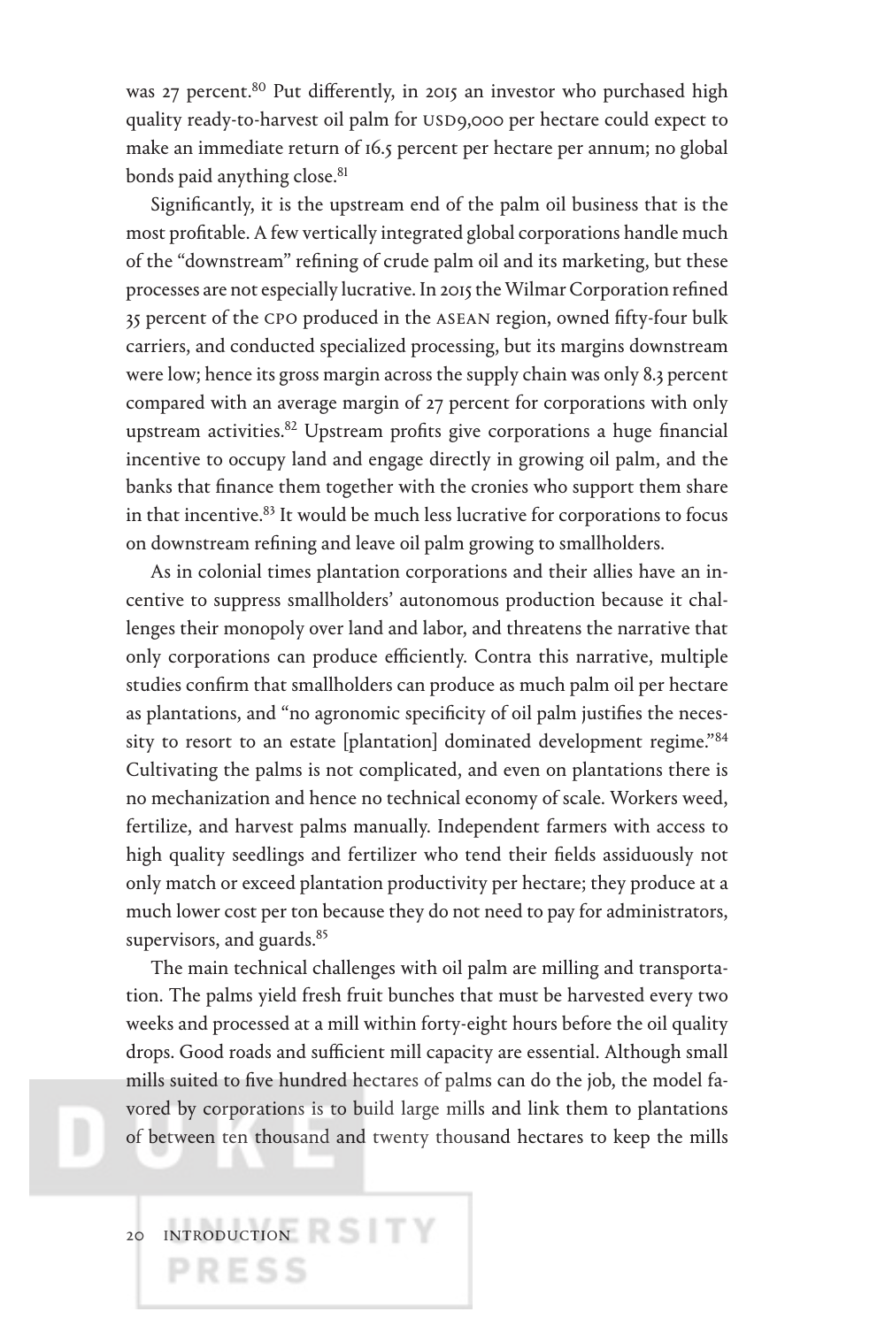was 27 percent.[80] Put differently, in 2015 an investor who purchased high quality ready-to-harvest oil palm for USD9,000 per hectare could expect to make an immediate return of 16.5 percent per hectare per annum; no global bonds paid anything close.[81]

Significantly, it is the upstream end of the palm oil business that is the most profitable. A few vertically integrated global corporations handle much of the "downstream" refining of crude palm oil and its marketing, but these processes are not especially lucrative. In 2015 the Wilmar Corporation refined 35 percent of the CPO produced in the ASEAN region, owned fifty-four bulk carriers, and conducted specialized processing, but its margins downstream were low; hence its gross margin across the supply chain was only 8.3 percent compared with an average margin of 27 percent for corporations with only upstream activities.[82] Upstream profits give corporations a huge financial incentive to occupy land and engage directly in growing oil palm, and the banks that finance them together with the cronies who support them share in that incentive.[83] It would be much less lucrative for corporations to focus on downstream refining and leave oil palm growing to smallholders.

As in colonial times plantation corporations and their allies have an incentive to suppress smallholders' autonomous production because it challenges their monopoly over land and labor, and threatens the narrative that only corporations can produce efficiently. Contra this narrative, multiple studies confirm that smallholders can produce as much palm oil per hectare as plantations, and "no agronomic specificity of oil palm justifies the necessity to resort to an estate [plantation] dominated development regime."[84] Cultivating the palms is not complicated, and even on plantations there is no mechanization and hence no technical economy of scale. Workers weed, fertilize, and harvest palms manually. Independent farmers with access to high quality seedlings and fertilizer who tend their fields assiduously not only match or exceed plantation productivity per hectare; they produce at a much lower cost per ton because they do not need to pay for administrators, supervisors, and guards.[85]

The main technical challenges with oil palm are milling and transportation. The palms yield fresh fruit bunches that must be harvested every two weeks and processed at a mill within forty-eight hours before the oil quality drops. Good roads and sufficient mill capacity are essential. Although small mills suited to five hundred hectares of palms can do the job, the model favored by corporations is to build large mills and link them to plantations of between ten thousand and twenty thousand hectares to keep the mills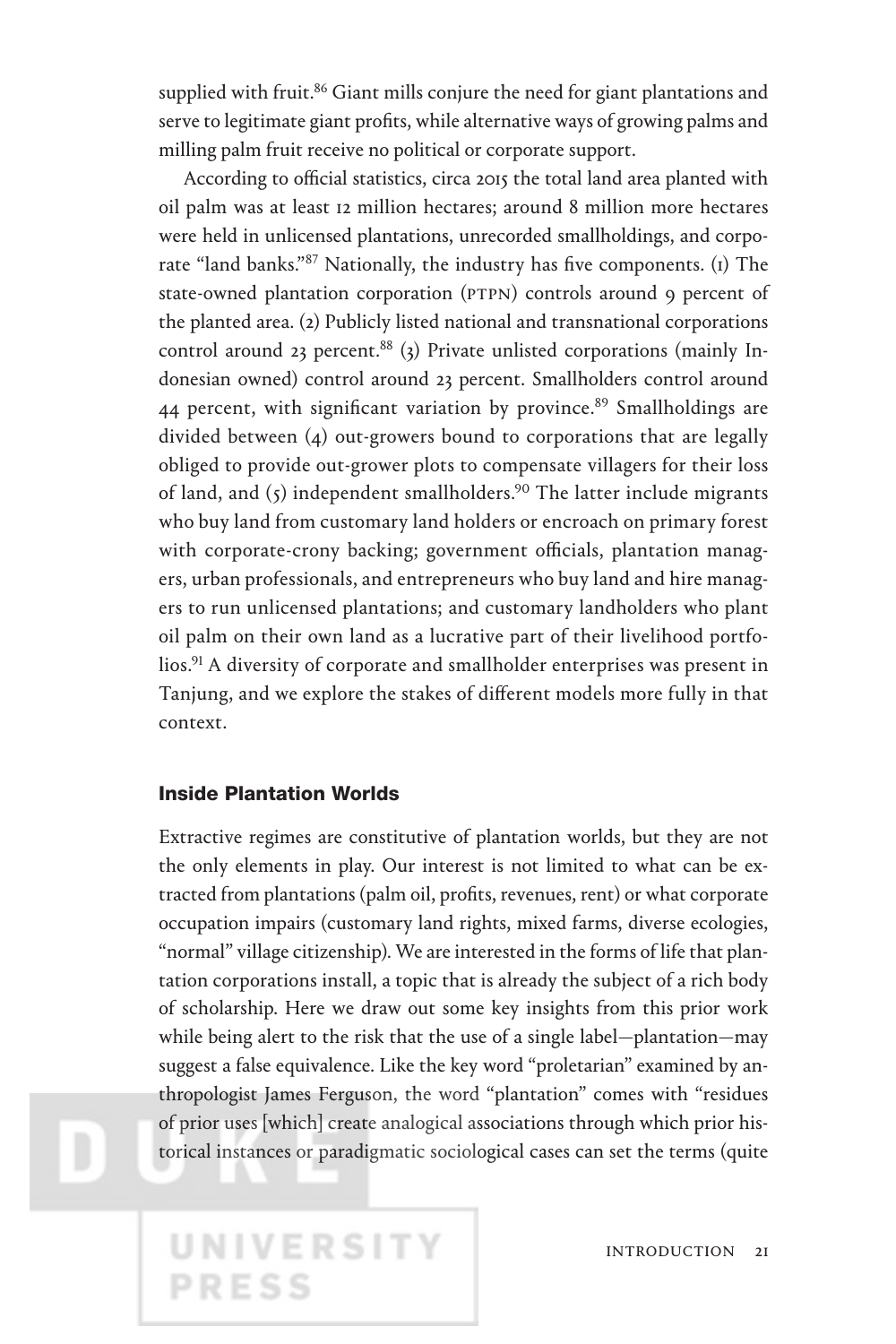supplied with fruit.[86] Giant mills conjure the need for giant plantations and serve to legitimate giant profits, while alternative ways of growing palms and milling palm fruit receive no political or corporate support.

According to official statistics, circa 2015 the total land area planted with oil palm was at least 12 million hectares; around 8 million more hectares were held in unlicensed plantations, unrecorded smallholdings, and corporate "land banks."[87] Nationally, the industry has five components. (1) The state-owned plantation corporation (PTPN) controls around 9 percent of the planted area. (2) Publicly listed national and transnational corporations control around 23 percent.[88] (3) Private unlisted corporations (mainly Indonesian owned) control around 23 percent. Smallholders control around 44 percent, with significant variation by province.[89] Smallholdings are divided between (4) out-growers bound to corporations that are legally obliged to provide out-grower plots to compensate villagers for their loss of land, and (5) independent smallholders.[90] The latter include migrants who buy land from customary land holders or encroach on primary forest with corporate-crony backing; government officials, plantation managers, urban professionals, and entrepreneurs who buy land and hire managers to run unlicensed plantations; and customary landholders who plant oil palm on their own land as a lucrative part of their livelihood portfolios.[91] A diversity of corporate and smallholder enterprises was present in Tanjung, and we explore the stakes of different models more fully in that context.

## Inside Plantation Worlds

Extractive regimes are constitutive of plantation worlds, but they are not the only elements in play. Our interest is not limited to what can be extracted from plantations (palm oil, profits, revenues, rent) or what corporate occupation impairs (customary land rights, mixed farms, diverse ecologies, "normal" village citizenship). We are interested in the forms of life that plantation corporations install, a topic that is already the subject of a rich body of scholarship. Here we draw out some key insights from this prior work while being alert to the risk that the use of a single label—plantation—may suggest a false equivalence. Like the key word "proletarian" examined by anthropologist James Ferguson, the word "plantation" comes with "residues of prior uses [which] create analogical associations through which prior historical instances or paradigmatic sociological cases can set the terms (quite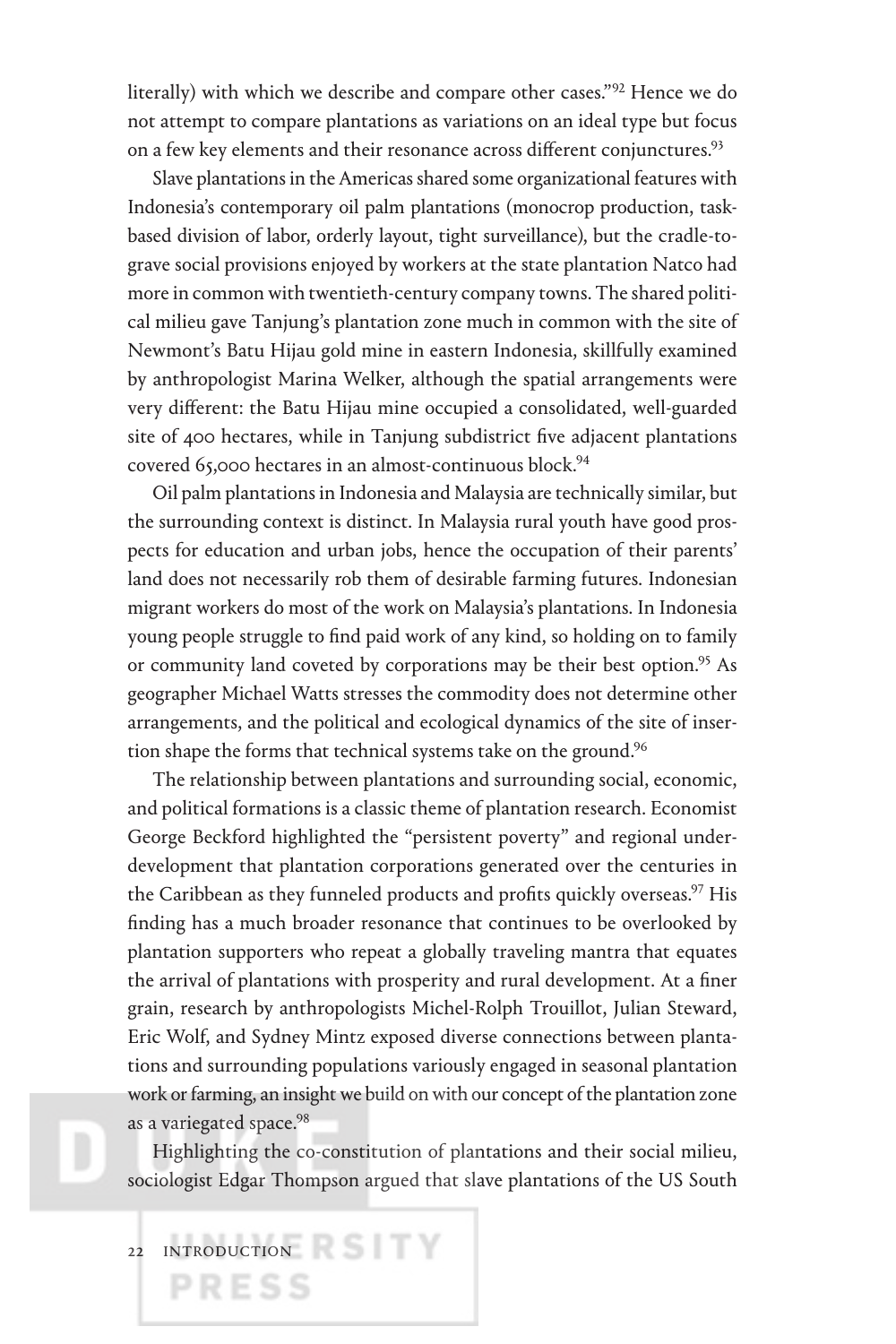literally) with which we describe and compare other cases."[92] Hence we do not attempt to compare plantations as variations on an ideal type but focus on a few key elements and their resonance across different conjunctures.[93]

Slave plantations in the Americas shared some organizational features with Indonesia's contemporary oil palm plantations (monocrop production, task-based division of labor, orderly layout, tight surveillance), but the cradle-to-grave social provisions enjoyed by workers at the state plantation Natco had more in common with twentieth-century company towns. The shared political milieu gave Tanjung's plantation zone much in common with the site of Newmont's Batu Hijau gold mine in eastern Indonesia, skillfully examined by anthropologist Marina Welker, although the spatial arrangements were very different: the Batu Hijau mine occupied a consolidated, well-guarded site of 400 hectares, while in Tanjung subdistrict five adjacent plantations covered 65,000 hectares in an almost-continuous block.[94]

Oil palm plantations in Indonesia and Malaysia are technically similar, but the surrounding context is distinct. In Malaysia rural youth have good prospects for education and urban jobs, hence the occupation of their parents' land does not necessarily rob them of desirable farming futures. Indonesian migrant workers do most of the work on Malaysia's plantations. In Indonesia young people struggle to find paid work of any kind, so holding on to family or community land coveted by corporations may be their best option.[95] As geographer Michael Watts stresses the commodity does not determine other arrangements, and the political and ecological dynamics of the site of insertion shape the forms that technical systems take on the ground.[96]

The relationship between plantations and surrounding social, economic, and political formations is a classic theme of plantation research. Economist George Beckford highlighted the "persistent poverty" and regional underdevelopment that plantation corporations generated over the centuries in the Caribbean as they funneled products and profits quickly overseas.[97] His finding has a much broader resonance that continues to be overlooked by plantation supporters who repeat a globally traveling mantra that equates the arrival of plantations with prosperity and rural development. At a finer grain, research by anthropologists Michel-Rolph Trouillot, Julian Steward, Eric Wolf, and Sydney Mintz exposed diverse connections between plantations and surrounding populations variously engaged in seasonal plantation work or farming, an insight we build on with our concept of the plantation zone as a variegated space.[98]

Highlighting the co-constitution of plantations and their social milieu, sociologist Edgar Thompson argued that slave plantations of the US South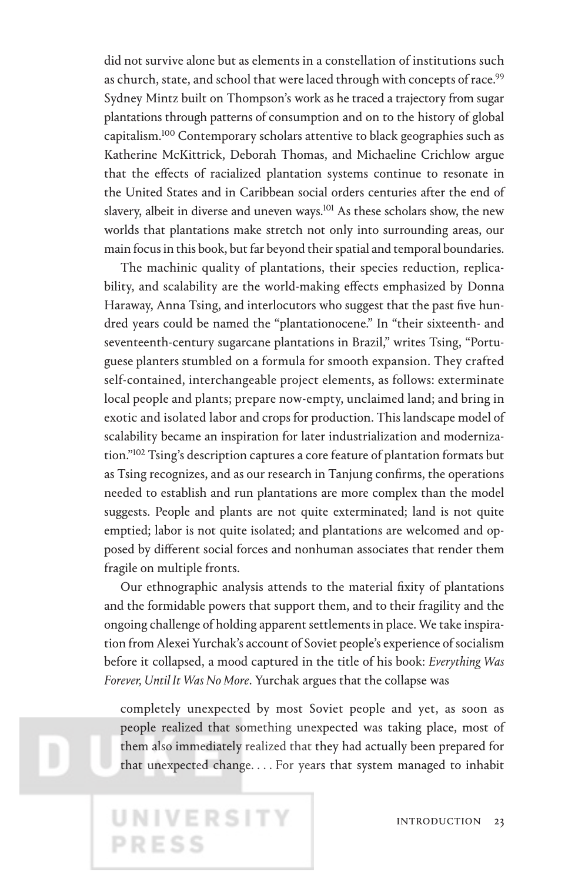did not survive alone but as elements in a constellation of institutions such as church, state, and school that were laced through with concepts of race.[99] Sydney Mintz built on Thompson's work as he traced a trajectory from sugar plantations through patterns of consumption and on to the history of global capitalism.[100] Contemporary scholars attentive to black geographies such as Katherine McKittrick, Deborah Thomas, and Michaeline Crichlow argue that the effects of racialized plantation systems continue to resonate in the United States and in Caribbean social orders centuries after the end of slavery, albeit in diverse and uneven ways.[101] As these scholars show, the new worlds that plantations make stretch not only into surrounding areas, our main focus in this book, but far beyond their spatial and temporal boundaries.

The machinic quality of plantations, their species reduction, replicability, and scalability are the world-making effects emphasized by Donna Haraway, Anna Tsing, and interlocutors who suggest that the past five hundred years could be named the "plantationocene." In "their sixteenth- and seventeenth-century sugarcane plantations in Brazil," writes Tsing, "Portuguese planters stumbled on a formula for smooth expansion. They crafted self-contained, interchangeable project elements, as follows: exterminate local people and plants; prepare now-empty, unclaimed land; and bring in exotic and isolated labor and crops for production. This landscape model of scalability became an inspiration for later industrialization and modernization."[102] Tsing's description captures a core feature of plantation formats but as Tsing recognizes, and as our research in Tanjung confirms, the operations needed to establish and run plantations are more complex than the model suggests. People and plants are not quite exterminated; land is not quite emptied; labor is not quite isolated; and plantations are welcomed and opposed by different social forces and nonhuman associates that render them fragile on multiple fronts.

Our ethnographic analysis attends to the material fixity of plantations and the formidable powers that support them, and to their fragility and the ongoing challenge of holding apparent settlements in place. We take inspiration from Alexei Yurchak's account of Soviet people's experience of socialism before it collapsed, a mood captured in the title of his book: *Everything Was Forever, Until It Was No More*. Yurchak argues that the collapse was

> completely unexpected by most Soviet people and yet, as soon as people realized that something unexpected was taking place, most of them also immediately realized that they had actually been prepared for that unexpected change. . . . For years that system managed to inhabit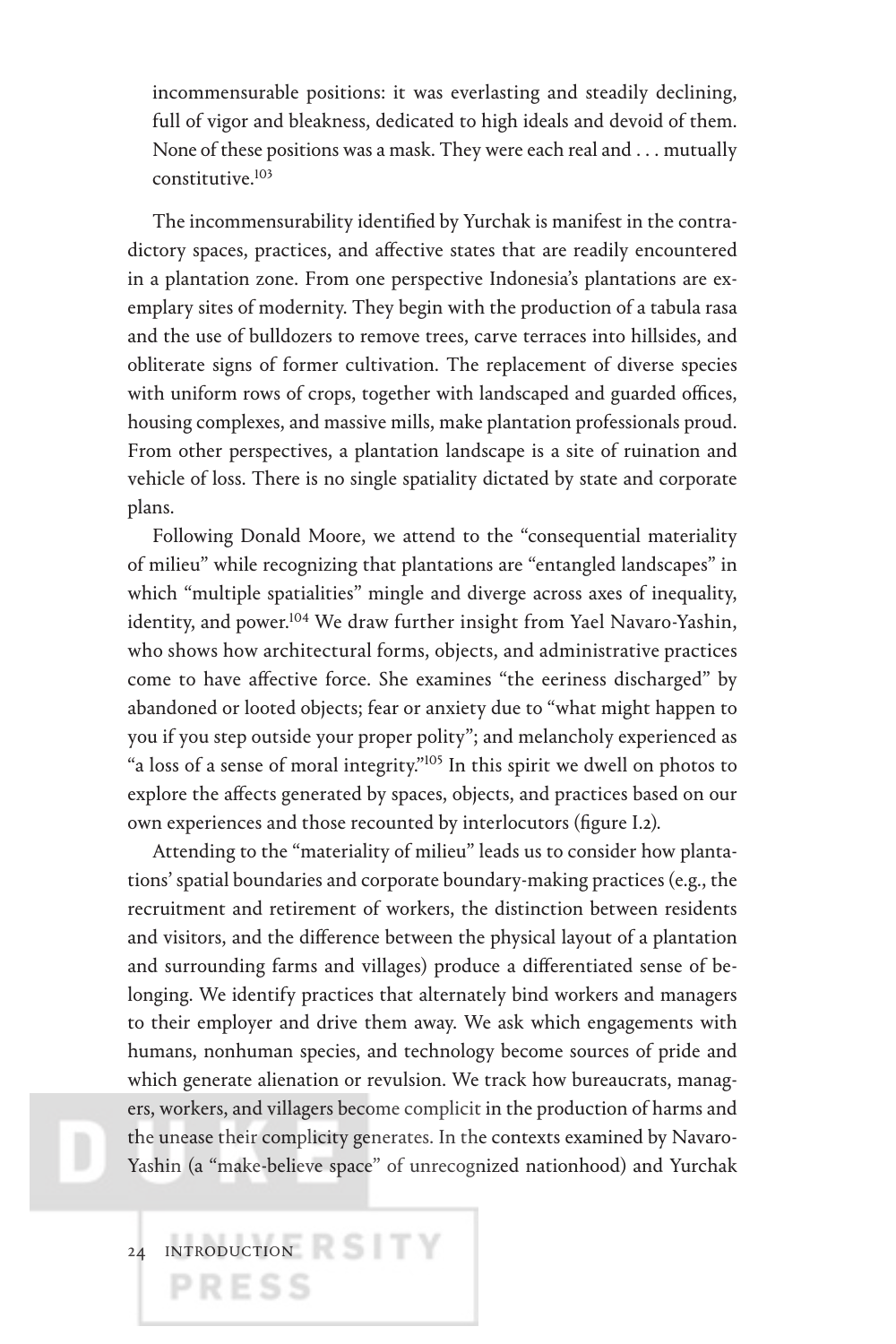> incommensurable positions: it was everlasting and steadily declining, full of vigor and bleakness, dedicated to high ideals and devoid of them. None of these positions was a mask. They were each real and . . . mutually constitutive.[103]

The incommensurability identified by Yurchak is manifest in the contradictory spaces, practices, and affective states that are readily encountered in a plantation zone. From one perspective Indonesia's plantations are exemplary sites of modernity. They begin with the production of a tabula rasa and the use of bulldozers to remove trees, carve terraces into hillsides, and obliterate signs of former cultivation. The replacement of diverse species with uniform rows of crops, together with landscaped and guarded offices, housing complexes, and massive mills, make plantation professionals proud. From other perspectives, a plantation landscape is a site of ruination and vehicle of loss. There is no single spatiality dictated by state and corporate plans.

Following Donald Moore, we attend to the "consequential materiality of milieu" while recognizing that plantations are "entangled landscapes" in which "multiple spatialities" mingle and diverge across axes of inequality, identity, and power.[104] We draw further insight from Yael Navaro-Yashin, who shows how architectural forms, objects, and administrative practices come to have affective force. She examines "the eeriness discharged" by abandoned or looted objects; fear or anxiety due to "what might happen to you if you step outside your proper polity"; and melancholy experienced as "a loss of a sense of moral integrity."[105] In this spirit we dwell on photos to explore the affects generated by spaces, objects, and practices based on our own experiences and those recounted by interlocutors (figure I.2).

Attending to the "materiality of milieu" leads us to consider how plantations' spatial boundaries and corporate boundary-making practices (e.g., the recruitment and retirement of workers, the distinction between residents and visitors, and the difference between the physical layout of a plantation and surrounding farms and villages) produce a differentiated sense of belonging. We identify practices that alternately bind workers and managers to their employer and drive them away. We ask which engagements with humans, nonhuman species, and technology become sources of pride and which generate alienation or revulsion. We track how bureaucrats, managers, workers, and villagers become complicit in the production of harms and the unease their complicity generates. In the contexts examined by Navaro-Yashin (a "make-believe space" of unrecognized nationhood) and Yurchak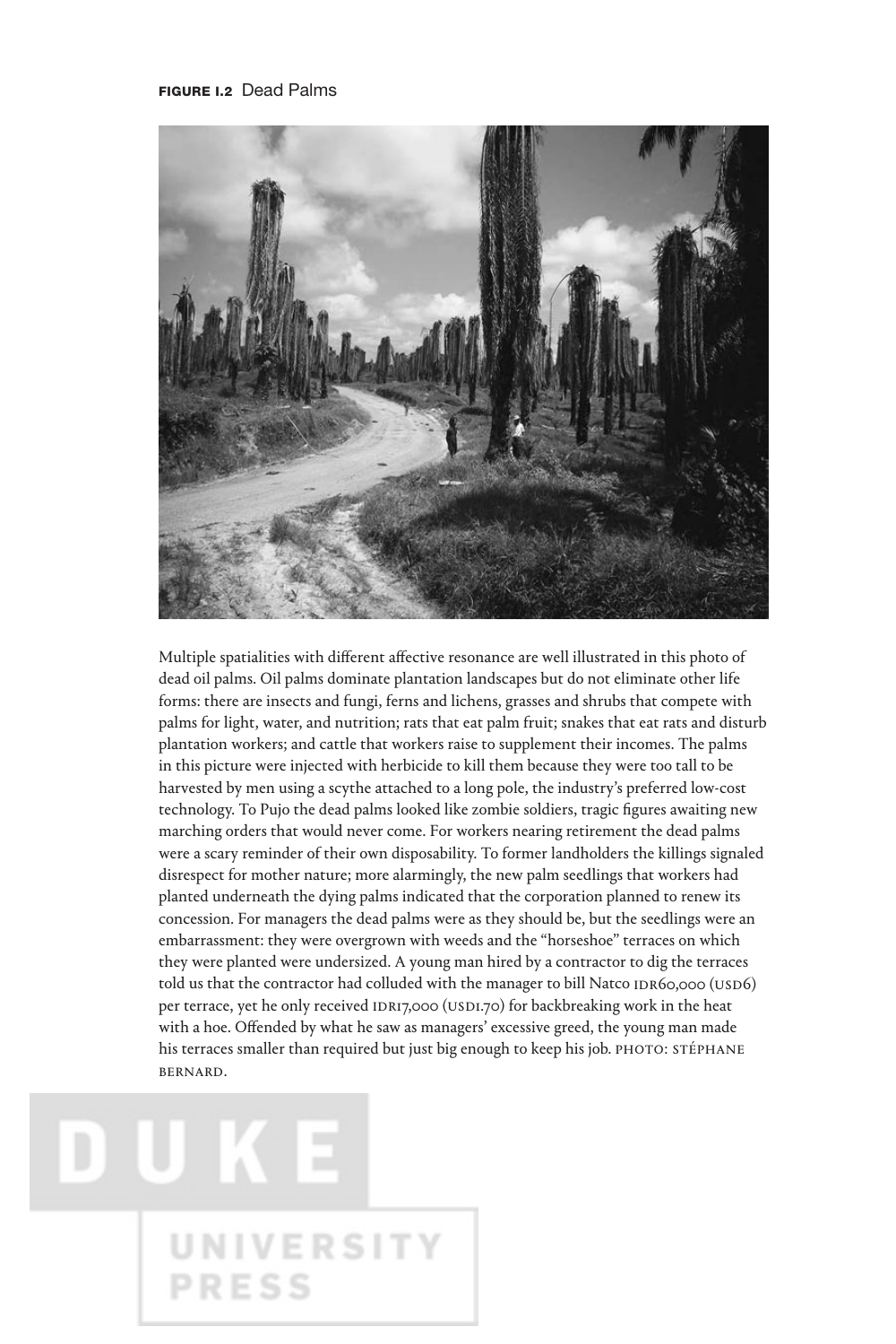**FIGURE I.2** Dead Palms

Multiple spatialities with different affective resonance are well illustrated in this photo of dead oil palms. Oil palms dominate plantation landscapes but do not eliminate other life forms: there are insects and fungi, ferns and lichens, grasses and shrubs that compete with palms for light, water, and nutrition; rats that eat palm fruit; snakes that eat rats and disturb plantation workers; and cattle that workers raise to supplement their incomes. The palms in this picture were injected with herbicide to kill them because they were too tall to be harvested by men using a scythe attached to a long pole, the industry's preferred low-cost technology. To Pujo the dead palms looked like zombie soldiers, tragic figures awaiting new marching orders that would never come. For workers nearing retirement the dead palms were a scary reminder of their own disposability. To former landholders the killings signaled disrespect for mother nature; more alarmingly, the new palm seedlings that workers had planted underneath the dying palms indicated that the corporation planned to renew its concession. For managers the dead palms were as they should be, but the seedlings were an embarrassment: they were overgrown with weeds and the "horseshoe" terraces on which they were planted were undersized. A young man hired by a contractor to dig the terraces told us that the contractor had colluded with the manager to bill Natco IDR60,000 (USD6) per terrace, yet he only received IDR17,000 (USD1.70) for backbreaking work in the heat with a hoe. Offended by what he saw as managers' excessive greed, the young man made his terraces smaller than required but just big enough to keep his job. PHOTO: STÉPHANE BERNARD.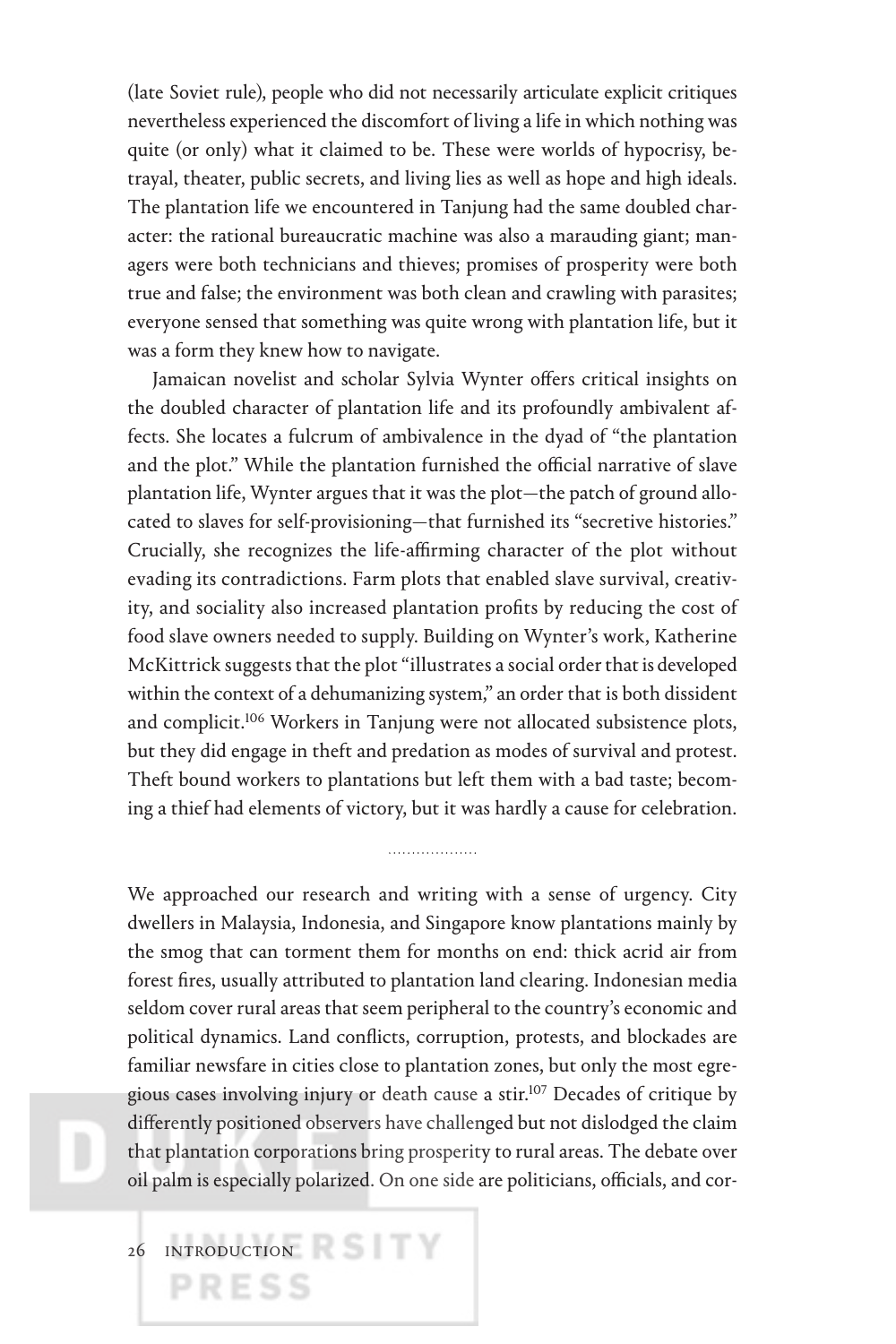(late Soviet rule), people who did not necessarily articulate explicit critiques nevertheless experienced the discomfort of living a life in which nothing was quite (or only) what it claimed to be. These were worlds of hypocrisy, betrayal, theater, public secrets, and living lies as well as hope and high ideals. The plantation life we encountered in Tanjung had the same doubled character: the rational bureaucratic machine was also a marauding giant; managers were both technicians and thieves; promises of prosperity were both true and false; the environment was both clean and crawling with parasites; everyone sensed that something was quite wrong with plantation life, but it was a form they knew how to navigate.

Jamaican novelist and scholar Sylvia Wynter offers critical insights on the doubled character of plantation life and its profoundly ambivalent affects. She locates a fulcrum of ambivalence in the dyad of "the plantation and the plot." While the plantation furnished the official narrative of slave plantation life, Wynter argues that it was the plot—the patch of ground allocated to slaves for self-provisioning—that furnished its "secretive histories." Crucially, she recognizes the life-affirming character of the plot without evading its contradictions. Farm plots that enabled slave survival, creativity, and sociality also increased plantation profits by reducing the cost of food slave owners needed to supply. Building on Wynter's work, Katherine McKittrick suggests that the plot "illustrates a social order that is developed within the context of a dehumanizing system," an order that is both dissident and complicit.[106] Workers in Tanjung were not allocated subsistence plots, but they did engage in theft and predation as modes of survival and protest. Theft bound workers to plantations but left them with a bad taste; becoming a thief had elements of victory, but it was hardly a cause for celebration.

..................

We approached our research and writing with a sense of urgency. City dwellers in Malaysia, Indonesia, and Singapore know plantations mainly by the smog that can torment them for months on end: thick acrid air from forest fires, usually attributed to plantation land clearing. Indonesian media seldom cover rural areas that seem peripheral to the country's economic and political dynamics. Land conflicts, corruption, protests, and blockades are familiar newsfare in cities close to plantation zones, but only the most egregious cases involving injury or death cause a stir.[107] Decades of critique by differently positioned observers have challenged but not dislodged the claim that plantation corporations bring prosperity to rural areas. The debate over oil palm is especially polarized. On one side are politicians, officials, and cor-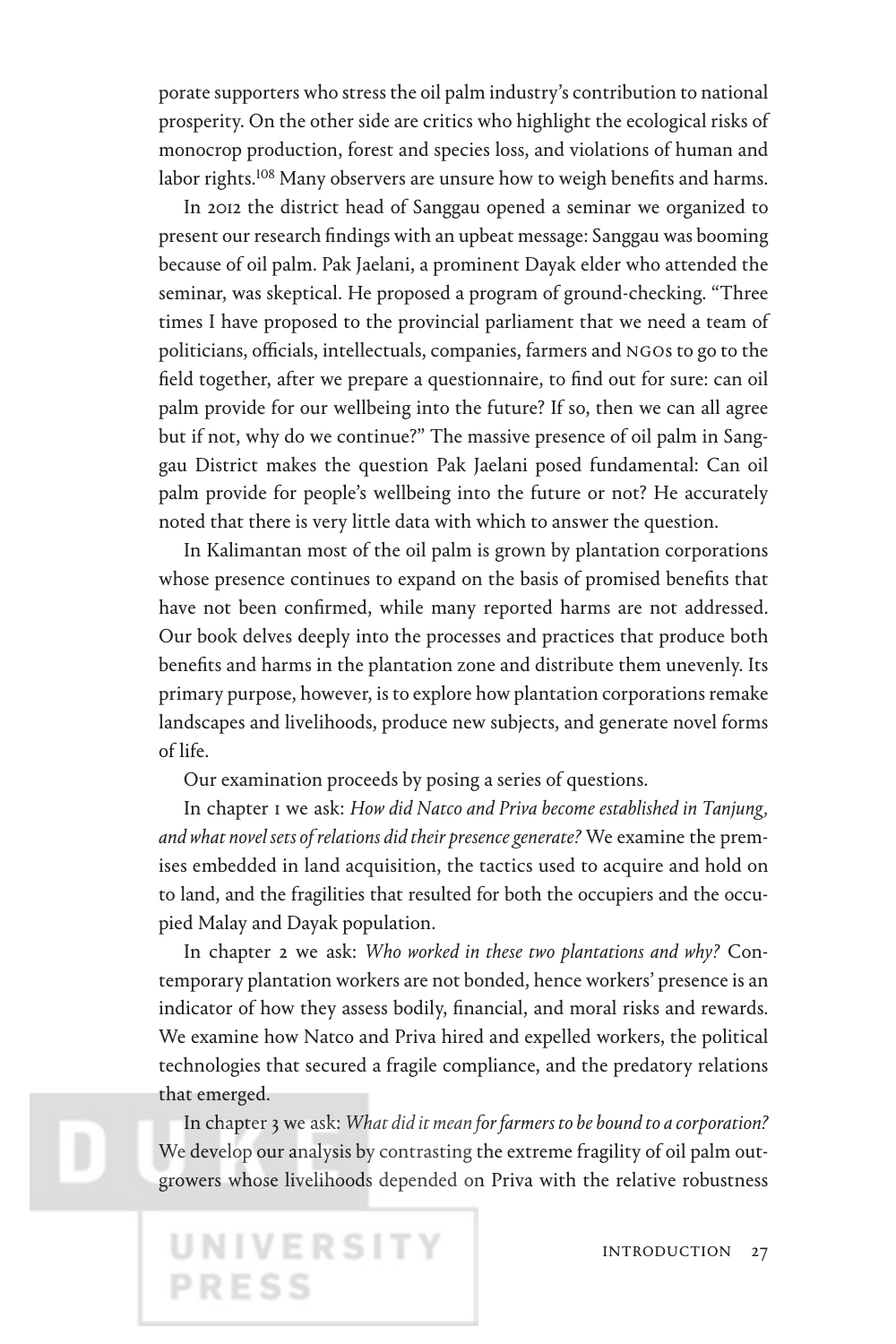porate supporters who stress the oil palm industry's contribution to national prosperity. On the other side are critics who highlight the ecological risks of monocrop production, forest and species loss, and violations of human and labor rights.[108] Many observers are unsure how to weigh benefits and harms.

In 2012 the district head of Sanggau opened a seminar we organized to present our research findings with an upbeat message: Sanggau was booming because of oil palm. Pak Jaelani, a prominent Dayak elder who attended the seminar, was skeptical. He proposed a program of ground-checking. "Three times I have proposed to the provincial parliament that we need a team of politicians, officials, intellectuals, companies, farmers and NGOs to go to the field together, after we prepare a questionnaire, to find out for sure: can oil palm provide for our wellbeing into the future? If so, then we can all agree but if not, why do we continue?" The massive presence of oil palm in Sanggau District makes the question Pak Jaelani posed fundamental: Can oil palm provide for people's wellbeing into the future or not? He accurately noted that there is very little data with which to answer the question.

In Kalimantan most of the oil palm is grown by plantation corporations whose presence continues to expand on the basis of promised benefits that have not been confirmed, while many reported harms are not addressed. Our book delves deeply into the processes and practices that produce both benefits and harms in the plantation zone and distribute them unevenly. Its primary purpose, however, is to explore how plantation corporations remake landscapes and livelihoods, produce new subjects, and generate novel forms of life.

Our examination proceeds by posing a series of questions.

In chapter 1 we ask: *How did Natco and Priva become established in Tanjung, and what novel sets of relations did their presence generate?* We examine the premises embedded in land acquisition, the tactics used to acquire and hold on to land, and the fragilities that resulted for both the occupiers and the occupied Malay and Dayak population.

In chapter 2 we ask: *Who worked in these two plantations and why?* Contemporary plantation workers are not bonded, hence workers' presence is an indicator of how they assess bodily, financial, and moral risks and rewards. We examine how Natco and Priva hired and expelled workers, the political technologies that secured a fragile compliance, and the predatory relations that emerged.

In chapter 3 we ask: *What did it mean for farmers to be bound to a corporation?* We develop our analysis by contrasting the extreme fragility of oil palm outgrowers whose livelihoods depended on Priva with the relative robustness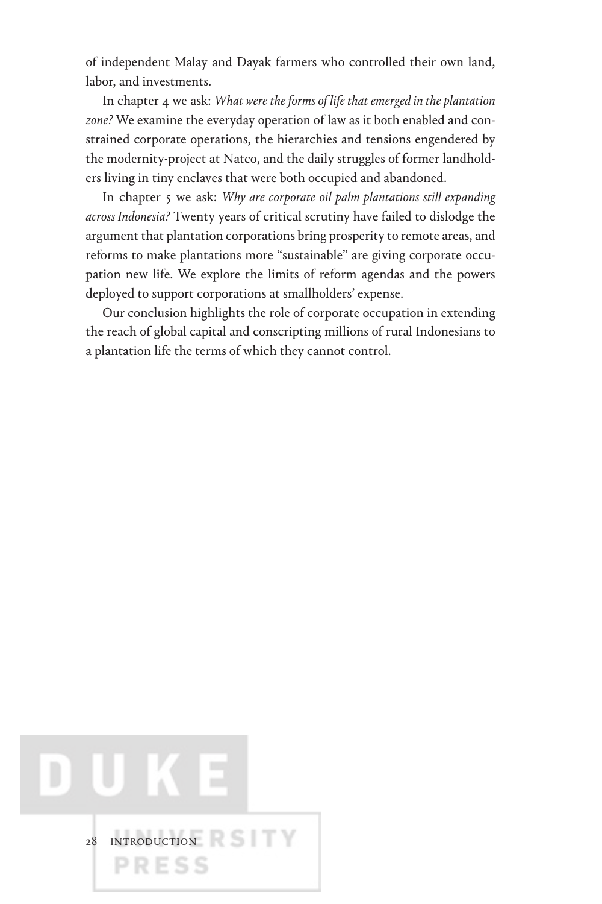of independent Malay and Dayak farmers who controlled their own land, labor, and investments.

In chapter 4 we ask: *What were the forms of life that emerged in the plantation zone?* We examine the everyday operation of law as it both enabled and constrained corporate operations, the hierarchies and tensions engendered by the modernity-project at Natco, and the daily struggles of former landholders living in tiny enclaves that were both occupied and abandoned.

In chapter 5 we ask: *Why are corporate oil palm plantations still expanding across Indonesia?* Twenty years of critical scrutiny have failed to dislodge the argument that plantation corporations bring prosperity to remote areas, and reforms to make plantations more "sustainable" are giving corporate occupation new life. We explore the limits of reform agendas and the powers deployed to support corporations at smallholders' expense.

Our conclusion highlights the role of corporate occupation in extending the reach of global capital and conscripting millions of rural Indonesians to a plantation life the terms of which they cannot control.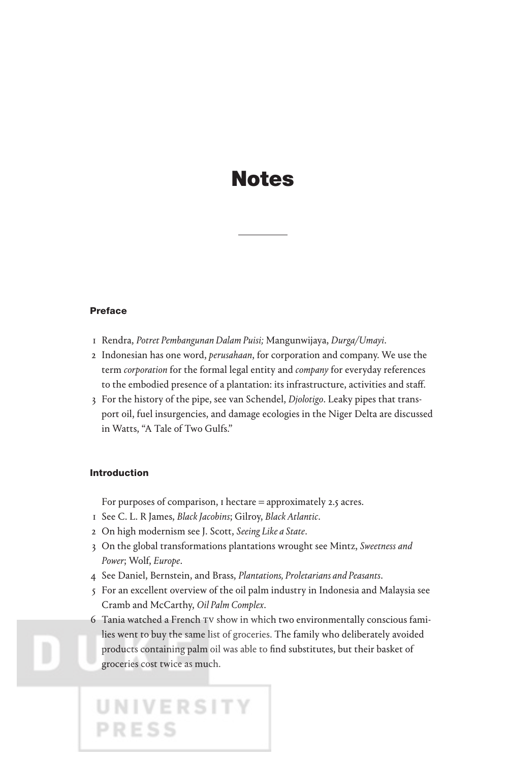# Notes

## Preface

1. Rendra, *Potret Pembangunan Dalam Puisi;* Mangunwijaya, *Durga/Umayi*.
2. Indonesian has one word, *perusahaan*, for corporation and company. We use the term *corporation* for the formal legal entity and *company* for everyday references to the embodied presence of a plantation: its infrastructure, activities and staff.
3. For the history of the pipe, see van Schendel, *Djolotigo*. Leaky pipes that transport oil, fuel insurgencies, and damage ecologies in the Niger Delta are discussed in Watts, "A Tale of Two Gulfs."

## Introduction

For purposes of comparison, 1 hectare = approximately 2.5 acres.

1. See C. L. R James, *Black Jacobins*; Gilroy, *Black Atlantic*.
2. On high modernism see J. Scott, *Seeing Like a State*.
3. On the global transformations plantations wrought see Mintz, *Sweetness and Power*; Wolf, *Europe*.
4. See Daniel, Bernstein, and Brass, *Plantations, Proletarians and Peasants*.
5. For an excellent overview of the oil palm industry in Indonesia and Malaysia see Cramb and McCarthy, *Oil Palm Complex*.
6. Tania watched a French TV show in which two environmentally conscious families went to buy the same list of groceries. The family who deliberately avoided products containing palm oil was able to find substitutes, but their basket of groceries cost twice as much.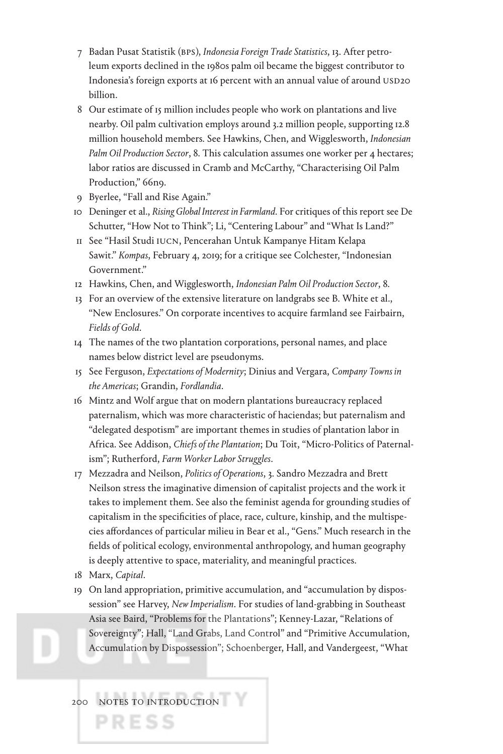7 Badan Pusat Statistik (BPS), *Indonesia Foreign Trade Statistics*, 13. After petroleum exports declined in the 1980s palm oil became the biggest contributor to Indonesia's foreign exports at 16 percent with an annual value of around USD20 billion.

8 Our estimate of 15 million includes people who work on plantations and live nearby. Oil palm cultivation employs around 3.2 million people, supporting 12.8 million household members. See Hawkins, Chen, and Wigglesworth, *Indonesian Palm Oil Production Sector*, 8. This calculation assumes one worker per 4 hectares; labor ratios are discussed in Cramb and McCarthy, "Characterising Oil Palm Production," 66n9.

9 Byerlee, "Fall and Rise Again."

10 Deninger et al., *Rising Global Interest in Farmland*. For critiques of this report see De Schutter, "How Not to Think"; Li, "Centering Labour" and "What Is Land?"

11 See "Hasil Studi IUCN, Pencerahan Untuk Kampanye Hitam Kelapa Sawit." *Kompas*, February 4, 2019; for a critique see Colchester, "Indonesian Government."

12 Hawkins, Chen, and Wigglesworth, *Indonesian Palm Oil Production Sector*, 8.

13 For an overview of the extensive literature on landgrabs see B. White et al., "New Enclosures." On corporate incentives to acquire farmland see Fairbairn, *Fields of Gold*.

14 The names of the two plantation corporations, personal names, and place names below district level are pseudonyms.

15 See Ferguson, *Expectations of Modernity*; Dinius and Vergara, *Company Towns in the Americas*; Grandin, *Fordlandia*.

16 Mintz and Wolf argue that on modern plantations bureaucracy replaced paternalism, which was more characteristic of haciendas; but paternalism and "delegated despotism" are important themes in studies of plantation labor in Africa. See Addison, *Chiefs of the Plantation*; Du Toit, "Micro-Politics of Paternalism"; Rutherford, *Farm Worker Labor Struggles*.

17 Mezzadra and Neilson, *Politics of Operations*, 3. Sandro Mezzadra and Brett Neilson stress the imaginative dimension of capitalist projects and the work it takes to implement them. See also the feminist agenda for grounding studies of capitalism in the specificities of place, race, culture, kinship, and the multispecies affordances of particular milieu in Bear et al., "Gens." Much research in the fields of political ecology, environmental anthropology, and human geography is deeply attentive to space, materiality, and meaningful practices.

18 Marx, *Capital*.

19 On land appropriation, primitive accumulation, and "accumulation by dispossession" see Harvey, *New Imperialism*. For studies of land-grabbing in Southeast Asia see Baird, "Problems for the Plantations"; Kenney-Lazar, "Relations of Sovereignty"; Hall, "Land Grabs, Land Control" and "Primitive Accumulation, Accumulation by Dispossession"; Schoenberger, Hall, and Vandergeest, "What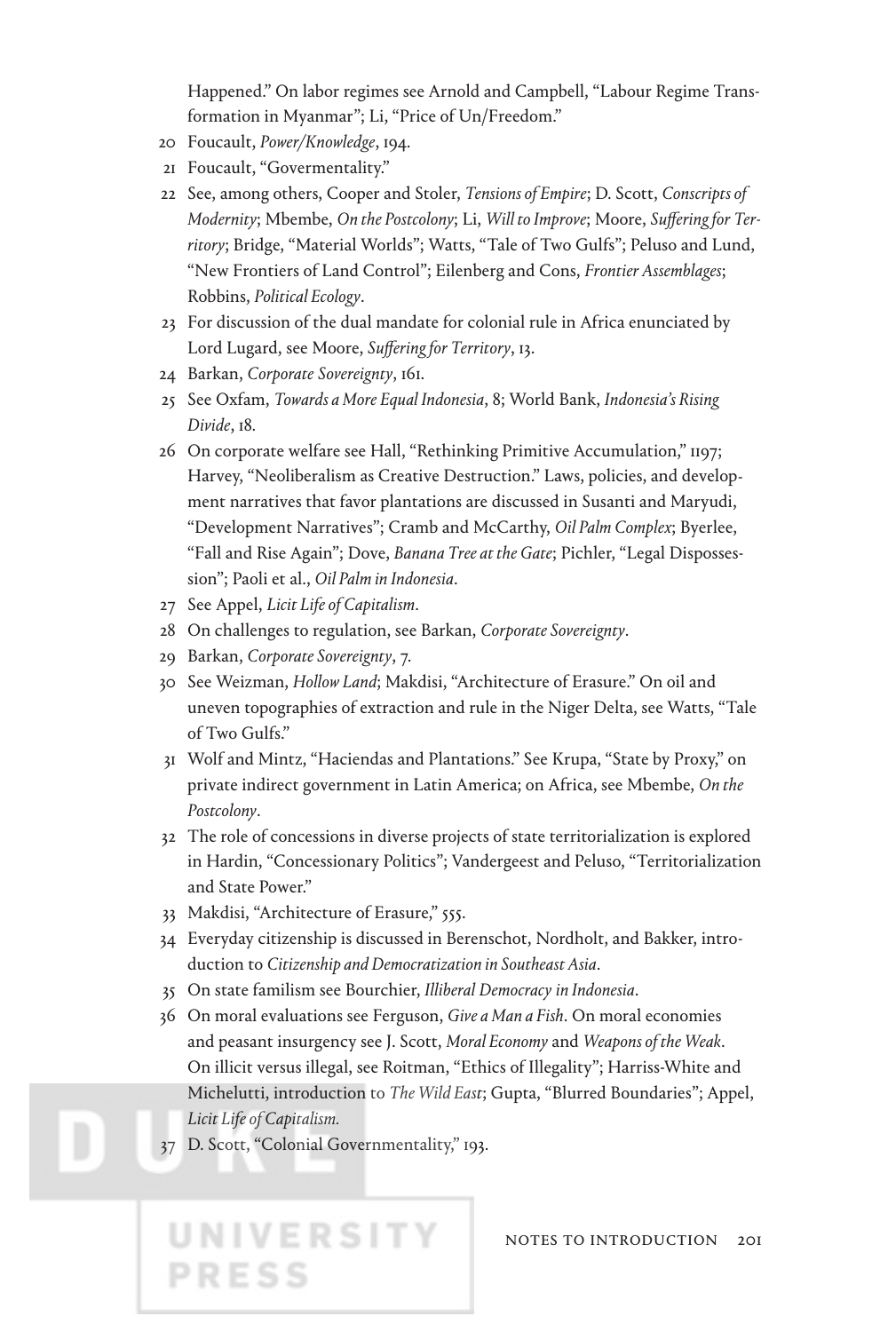Happened." On labor regimes see Arnold and Campbell, "Labour Regime Transformation in Myanmar"; Li, "Price of Un/Freedom."

20 Foucault, *Power/Knowledge*, 194.

21 Foucault, "Govermentality."

22 See, among others, Cooper and Stoler, *Tensions of Empire*; D. Scott, *Conscripts of Modernity*; Mbembe, *On the Postcolony*; Li, *Will to Improve*; Moore, *Suffering for Territory*; Bridge, "Material Worlds"; Watts, "Tale of Two Gulfs"; Peluso and Lund, "New Frontiers of Land Control"; Eilenberg and Cons, *Frontier Assemblages*; Robbins, *Political Ecology*.

23 For discussion of the dual mandate for colonial rule in Africa enunciated by Lord Lugard, see Moore, *Suffering for Territory*, 13.

24 Barkan, *Corporate Sovereignty*, 161.

25 See Oxfam, *Towards a More Equal Indonesia*, 8; World Bank, *Indonesia's Rising Divide*, 18.

26 On corporate welfare see Hall, "Rethinking Primitive Accumulation," 1197; Harvey, "Neoliberalism as Creative Destruction." Laws, policies, and development narratives that favor plantations are discussed in Susanti and Maryudi, "Development Narratives"; Cramb and McCarthy, *Oil Palm Complex*; Byerlee, "Fall and Rise Again"; Dove, *Banana Tree at the Gate*; Pichler, "Legal Dispossession"; Paoli et al., *Oil Palm in Indonesia*.

27 See Appel, *Licit Life of Capitalism*.

28 On challenges to regulation, see Barkan, *Corporate Sovereignty*.

29 Barkan, *Corporate Sovereignty*, 7.

30 See Weizman, *Hollow Land*; Makdisi, "Architecture of Erasure." On oil and uneven topographies of extraction and rule in the Niger Delta, see Watts, "Tale of Two Gulfs."

31 Wolf and Mintz, "Haciendas and Plantations." See Krupa, "State by Proxy," on private indirect government in Latin America; on Africa, see Mbembe, *On the Postcolony*.

32 The role of concessions in diverse projects of state territorialization is explored in Hardin, "Concessionary Politics"; Vandergeest and Peluso, "Territorialization and State Power."

33 Makdisi, "Architecture of Erasure," 555.

34 Everyday citizenship is discussed in Berenschot, Nordholt, and Bakker, introduction to *Citizenship and Democratization in Southeast Asia*.

35 On state familism see Bourchier, *Illiberal Democracy in Indonesia*.

36 On moral evaluations see Ferguson, *Give a Man a Fish*. On moral economies and peasant insurgency see J. Scott, *Moral Economy* and *Weapons of the Weak*. On illicit versus illegal, see Roitman, "Ethics of Illegality"; Harriss-White and Michelutti, introduction to *The Wild East*; Gupta, "Blurred Boundaries"; Appel, *Licit Life of Capitalism.*

37 D. Scott, "Colonial Governmentality," 193.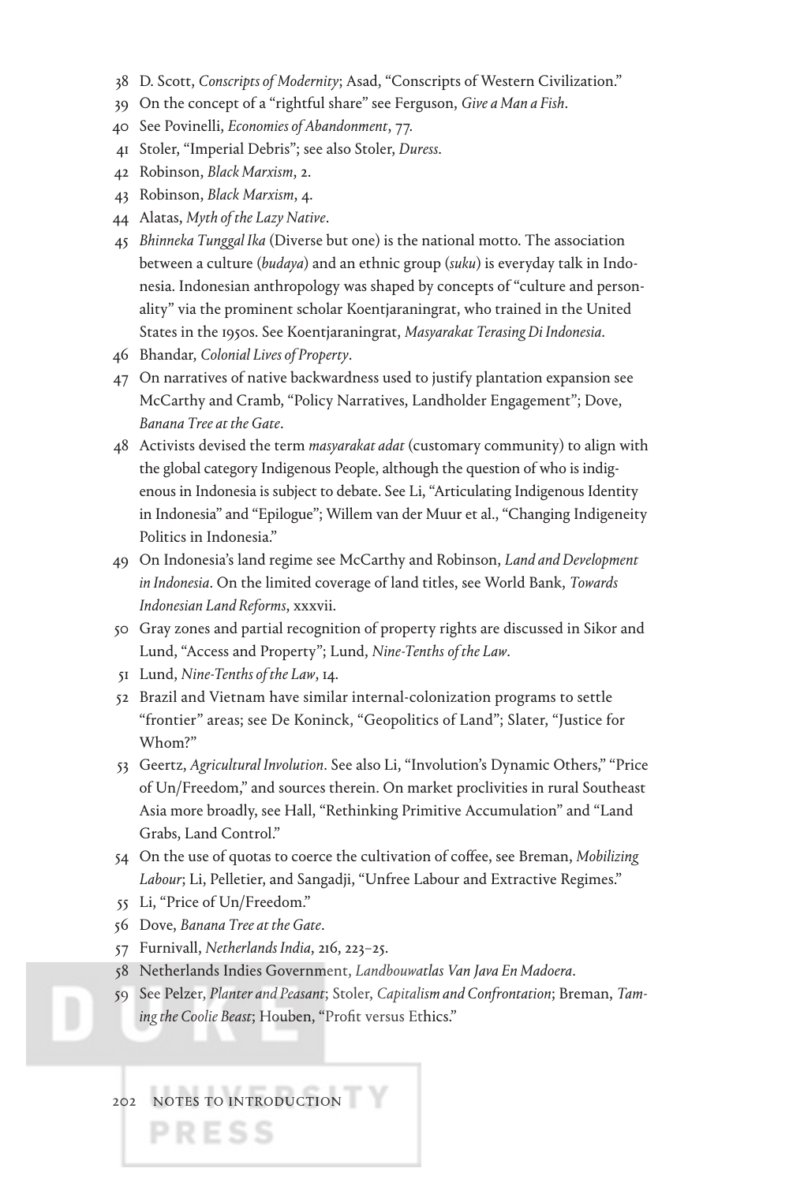38 D. Scott, *Conscripts of Modernity*; Asad, "Conscripts of Western Civilization."

39 On the concept of a "rightful share" see Ferguson, *Give a Man a Fish*.

40 See Povinelli, *Economies of Abandonment*, 77.

41 Stoler, "Imperial Debris"; see also Stoler, *Duress*.

42 Robinson, *Black Marxism*, 2.

43 Robinson, *Black Marxism*, 4.

44 Alatas, *Myth of the Lazy Native*.

45 *Bhinneka Tunggal Ika* (Diverse but one) is the national motto. The association between a culture (*budaya*) and an ethnic group (*suku*) is everyday talk in Indonesia. Indonesian anthropology was shaped by concepts of "culture and personality" via the prominent scholar Koentjaraningrat, who trained in the United States in the 1950s. See Koentjaraningrat, *Masyarakat Terasing Di Indonesia*.

46 Bhandar, *Colonial Lives of Property*.

47 On narratives of native backwardness used to justify plantation expansion see McCarthy and Cramb, "Policy Narratives, Landholder Engagement"; Dove, *Banana Tree at the Gate*.

48 Activists devised the term *masyarakat adat* (customary community) to align with the global category Indigenous People, although the question of who is indigenous in Indonesia is subject to debate. See Li, "Articulating Indigenous Identity in Indonesia" and "Epilogue"; Willem van der Muur et al., "Changing Indigeneity Politics in Indonesia."

49 On Indonesia's land regime see McCarthy and Robinson, *Land and Development in Indonesia*. On the limited coverage of land titles, see World Bank, *Towards Indonesian Land Reforms*, xxxvii.

50 Gray zones and partial recognition of property rights are discussed in Sikor and Lund, "Access and Property"; Lund, *Nine-Tenths of the Law*.

51 Lund, *Nine-Tenths of the Law*, 14.

52 Brazil and Vietnam have similar internal-colonization programs to settle "frontier" areas; see De Koninck, "Geopolitics of Land"; Slater, "Justice for Whom?"

53 Geertz, *Agricultural Involution*. See also Li, "Involution's Dynamic Others," "Price of Un/Freedom," and sources therein. On market proclivities in rural Southeast Asia more broadly, see Hall, "Rethinking Primitive Accumulation" and "Land Grabs, Land Control."

54 On the use of quotas to coerce the cultivation of coffee, see Breman, *Mobilizing Labour*; Li, Pelletier, and Sangadji, "Unfree Labour and Extractive Regimes."

55 Li, "Price of Un/Freedom."

56 Dove, *Banana Tree at the Gate*.

57 Furnivall, *Netherlands India*, 216, 223–25.

58 Netherlands Indies Government, *Landbouwatlas Van Java En Madoera*.

59 See Pelzer, *Planter and Peasant*; Stoler, *Capitalism and Confrontation*; Breman, *Taming the Coolie Beast*; Houben, "Profit versus Ethics."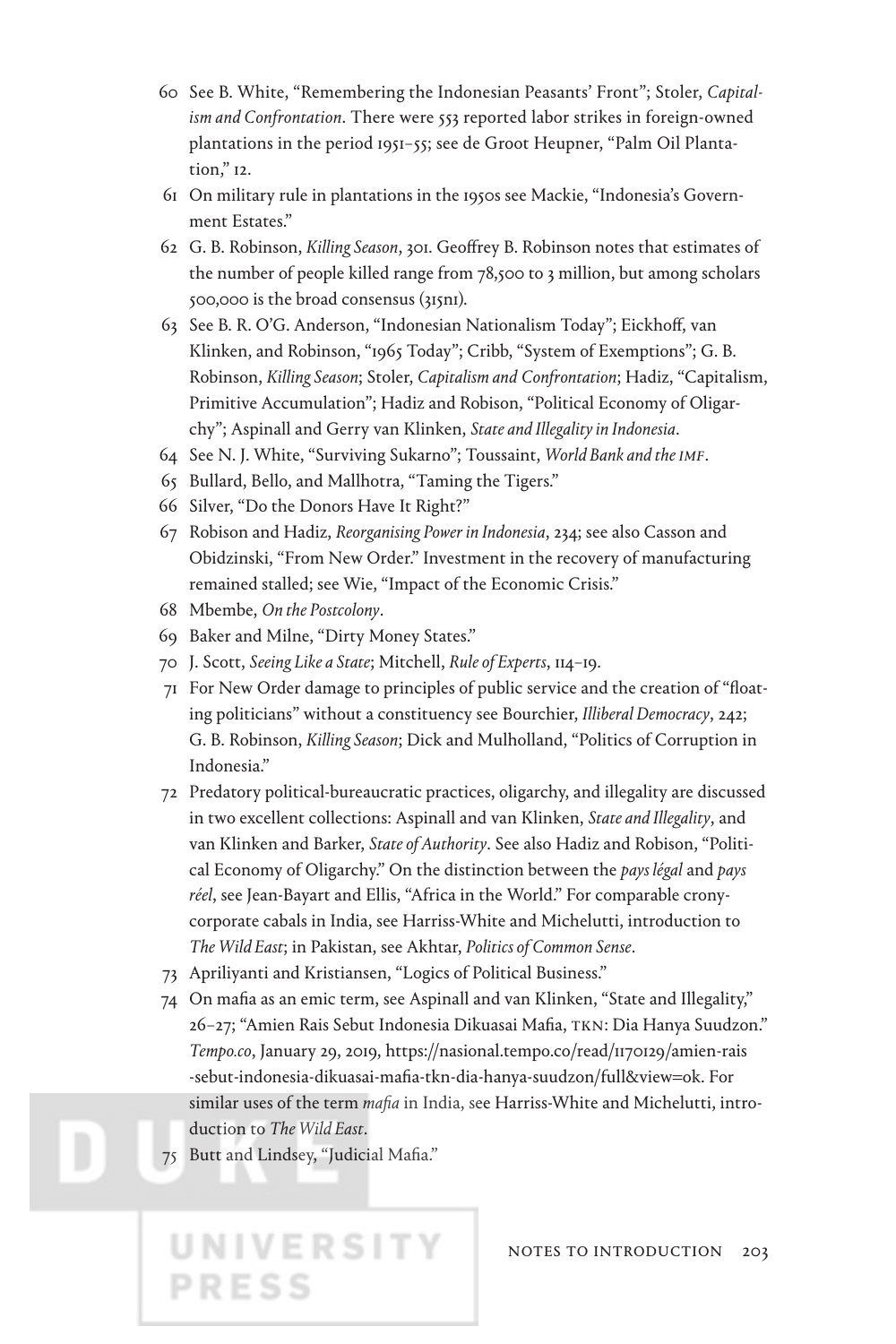60 See B. White, "Remembering the Indonesian Peasants' Front"; Stoler, *Capitalism and Confrontation*. There were 553 reported labor strikes in foreign-owned plantations in the period 1951–55; see de Groot Heupner, "Palm Oil Plantation," 12.

61 On military rule in plantations in the 1950s see Mackie, "Indonesia's Government Estates."

62 G. B. Robinson, *Killing Season*, 301. Geoffrey B. Robinson notes that estimates of the number of people killed range from 78,500 to 3 million, but among scholars 500,000 is the broad consensus (315n1).

63 See B. R. O'G. Anderson, "Indonesian Nationalism Today"; Eickhoff, van Klinken, and Robinson, "1965 Today"; Cribb, "System of Exemptions"; G. B. Robinson, *Killing Season*; Stoler, *Capitalism and Confrontation*; Hadiz, "Capitalism, Primitive Accumulation"; Hadiz and Robison, "Political Economy of Oligarchy"; Aspinall and Gerry van Klinken, *State and Illegality in Indonesia*.

64 See N. J. White, "Surviving Sukarno"; Toussaint, *World Bank and the IMF*.

65 Bullard, Bello, and Mallhotra, "Taming the Tigers."

66 Silver, "Do the Donors Have It Right?"

67 Robison and Hadiz, *Reorganising Power in Indonesia*, 234; see also Casson and Obidzinski, "From New Order." Investment in the recovery of manufacturing remained stalled; see Wie, "Impact of the Economic Crisis."

68 Mbembe, *On the Postcolony*.

69 Baker and Milne, "Dirty Money States."

70 J. Scott, *Seeing Like a State*; Mitchell, *Rule of Experts*, 114–19.

71 For New Order damage to principles of public service and the creation of "floating politicians" without a constituency see Bourchier, *Illiberal Democracy*, 242; G. B. Robinson, *Killing Season*; Dick and Mulholland, "Politics of Corruption in Indonesia."

72 Predatory political-bureaucratic practices, oligarchy, and illegality are discussed in two excellent collections: Aspinall and van Klinken, *State and Illegality*, and van Klinken and Barker, *State of Authority*. See also Hadiz and Robison, "Political Economy of Oligarchy." On the distinction between the *pays légal* and *pays réel*, see Jean-Bayart and Ellis, "Africa in the World." For comparable crony-corporate cabals in India, see Harriss-White and Michelutti, introduction to *The Wild East*; in Pakistan, see Akhtar, *Politics of Common Sense*.

73 Apriliyanti and Kristiansen, "Logics of Political Business."

74 On mafia as an emic term, see Aspinall and van Klinken, "State and Illegality," 26–27; "Amien Rais Sebut Indonesia Dikuasai Mafia, TKN: Dia Hanya Suudzon." *Tempo.co*, January 29, 2019, https://nasional.tempo.co/read/1170129/amien-rais-sebut-indonesia-dikuasai-mafia-tkn-dia-hanya-suudzon/full&view=ok. For similar uses of the term *mafia* in India, see Harriss-White and Michelutti, introduction to *The Wild East*.

75 Butt and Lindsey, "Judicial Mafia."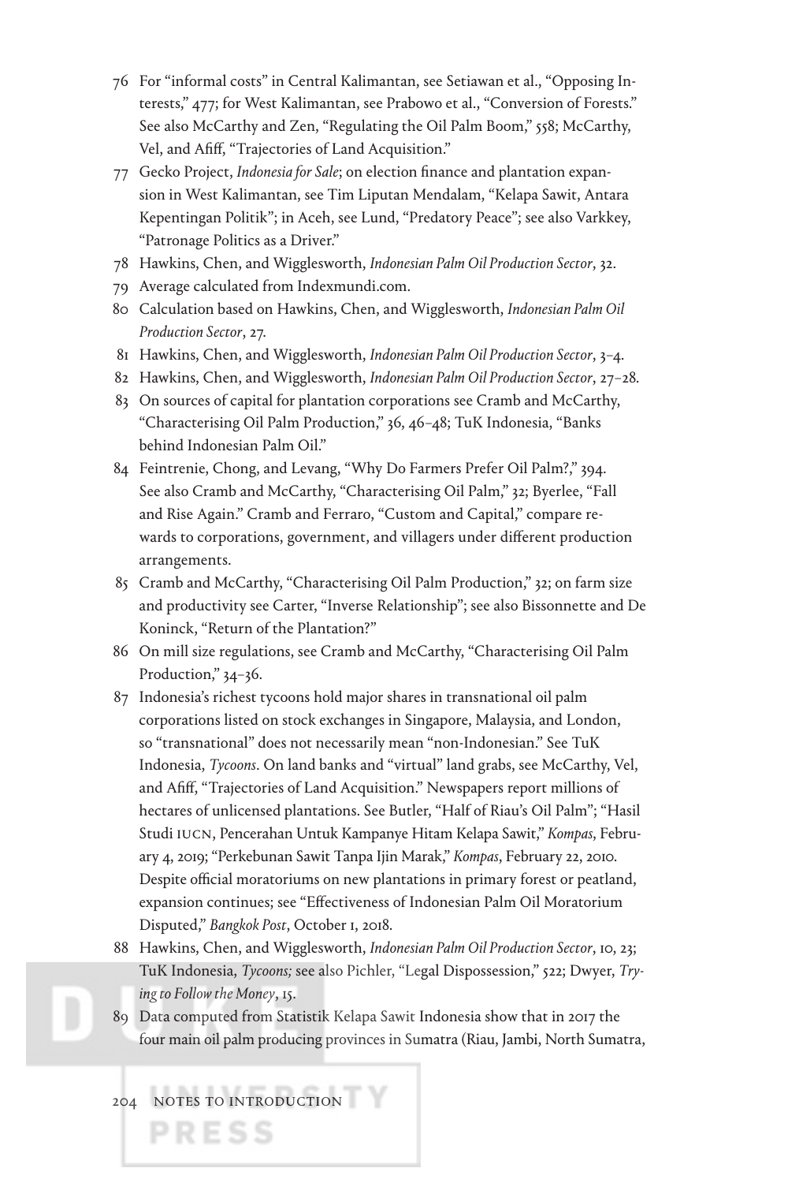76 For "informal costs" in Central Kalimantan, see Setiawan et al., "Opposing Interests," 477; for West Kalimantan, see Prabowo et al., "Conversion of Forests." See also McCarthy and Zen, "Regulating the Oil Palm Boom," 558; McCarthy, Vel, and Afiff, "Trajectories of Land Acquisition."

77 Gecko Project, *Indonesia for Sale*; on election finance and plantation expansion in West Kalimantan, see Tim Liputan Mendalam, "Kelapa Sawit, Antara Kepentingan Politik"; in Aceh, see Lund, "Predatory Peace"; see also Varkkey, "Patronage Politics as a Driver."

78 Hawkins, Chen, and Wigglesworth, *Indonesian Palm Oil Production Sector*, 32.

79 Average calculated from Indexmundi.com.

80 Calculation based on Hawkins, Chen, and Wigglesworth, *Indonesian Palm Oil Production Sector*, 27.

81 Hawkins, Chen, and Wigglesworth, *Indonesian Palm Oil Production Sector*, 3–4.

82 Hawkins, Chen, and Wigglesworth, *Indonesian Palm Oil Production Sector*, 27–28.

83 On sources of capital for plantation corporations see Cramb and McCarthy, "Characterising Oil Palm Production," 36, 46–48; TuK Indonesia, "Banks behind Indonesian Palm Oil."

84 Feintrenie, Chong, and Levang, "Why Do Farmers Prefer Oil Palm?," 394. See also Cramb and McCarthy, "Characterising Oil Palm," 32; Byerlee, "Fall and Rise Again." Cramb and Ferraro, "Custom and Capital," compare rewards to corporations, government, and villagers under different production arrangements.

85 Cramb and McCarthy, "Characterising Oil Palm Production," 32; on farm size and productivity see Carter, "Inverse Relationship"; see also Bissonnette and De Koninck, "Return of the Plantation?"

86 On mill size regulations, see Cramb and McCarthy, "Characterising Oil Palm Production," 34–36.

87 Indonesia's richest tycoons hold major shares in transnational oil palm corporations listed on stock exchanges in Singapore, Malaysia, and London, so "transnational" does not necessarily mean "non-Indonesian." See TuK Indonesia, *Tycoons*. On land banks and "virtual" land grabs, see McCarthy, Vel, and Afiff, "Trajectories of Land Acquisition." Newspapers report millions of hectares of unlicensed plantations. See Butler, "Half of Riau's Oil Palm"; "Hasil Studi IUCN, Pencerahan Untuk Kampanye Hitam Kelapa Sawit," *Kompas*, February 4, 2019; "Perkebunan Sawit Tanpa Ijin Marak," *Kompas*, February 22, 2010. Despite official moratoriums on new plantations in primary forest or peatland, expansion continues; see "Effectiveness of Indonesian Palm Oil Moratorium Disputed," *Bangkok Post*, October 1, 2018.

88 Hawkins, Chen, and Wigglesworth, *Indonesian Palm Oil Production Sector*, 10, 23; TuK Indonesia, *Tycoons;* see also Pichler, "Legal Dispossession," 522; Dwyer, *Trying to Follow the Money*, 15.

89 Data computed from Statistik Kelapa Sawit Indonesia show that in 2017 the four main oil palm producing provinces in Sumatra (Riau, Jambi, North Sumatra,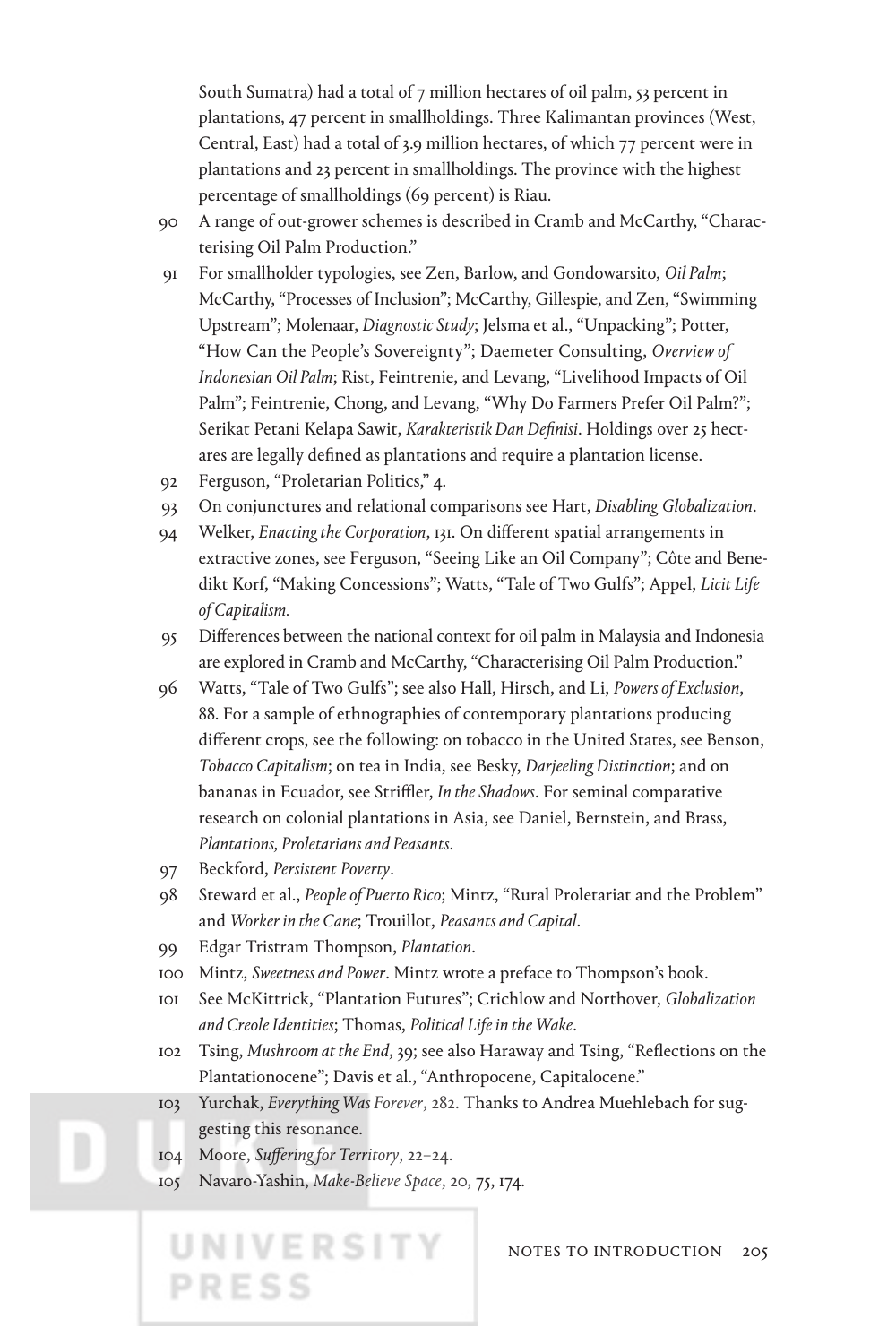South Sumatra) had a total of 7 million hectares of oil palm, 53 percent in plantations, 47 percent in smallholdings. Three Kalimantan provinces (West, Central, East) had a total of 3.9 million hectares, of which 77 percent were in plantations and 23 percent in smallholdings. The province with the highest percentage of smallholdings (69 percent) is Riau.

90 A range of out-grower schemes is described in Cramb and McCarthy, "Characterising Oil Palm Production."

91 For smallholder typologies, see Zen, Barlow, and Gondowarsito, *Oil Palm*; McCarthy, "Processes of Inclusion"; McCarthy, Gillespie, and Zen, "Swimming Upstream"; Molenaar, *Diagnostic Study*; Jelsma et al., "Unpacking"; Potter, "How Can the People's Sovereignty"; Daemeter Consulting, *Overview of Indonesian Oil Palm*; Rist, Feintrenie, and Levang, "Livelihood Impacts of Oil Palm"; Feintrenie, Chong, and Levang, "Why Do Farmers Prefer Oil Palm?"; Serikat Petani Kelapa Sawit, *Karakteristik Dan Definisi*. Holdings over 25 hectares are legally defined as plantations and require a plantation license.

92 Ferguson, "Proletarian Politics," 4.

93 On conjunctures and relational comparisons see Hart, *Disabling Globalization*.

94 Welker, *Enacting the Corporation*, 131. On different spatial arrangements in extractive zones, see Ferguson, "Seeing Like an Oil Company"; Côte and Benedikt Korf, "Making Concessions"; Watts, "Tale of Two Gulfs"; Appel, *Licit Life of Capitalism.*

95 Differences between the national context for oil palm in Malaysia and Indonesia are explored in Cramb and McCarthy, "Characterising Oil Palm Production."

96 Watts, "Tale of Two Gulfs"; see also Hall, Hirsch, and Li, *Powers of Exclusion*, 88. For a sample of ethnographies of contemporary plantations producing different crops, see the following: on tobacco in the United States, see Benson, *Tobacco Capitalism*; on tea in India, see Besky, *Darjeeling Distinction*; and on bananas in Ecuador, see Striffler, *In the Shadows*. For seminal comparative research on colonial plantations in Asia, see Daniel, Bernstein, and Brass, *Plantations, Proletarians and Peasants*.

97 Beckford, *Persistent Poverty*.

98 Steward et al., *People of Puerto Rico*; Mintz, "Rural Proletariat and the Problem" and *Worker in the Cane*; Trouillot, *Peasants and Capital*.

99 Edgar Tristram Thompson, *Plantation*.

100 Mintz, *Sweetness and Power*. Mintz wrote a preface to Thompson's book.

101 See McKittrick, "Plantation Futures"; Crichlow and Northover, *Globalization and Creole Identities*; Thomas, *Political Life in the Wake*.

102 Tsing, *Mushroom at the End*, 39; see also Haraway and Tsing, "Reflections on the Plantationocene"; Davis et al., "Anthropocene, Capitalocene."

103 Yurchak, *Everything Was Forever*, 282. Thanks to Andrea Muehlebach for suggesting this resonance.

104 Moore, *Suffering for Territory*, 22–24.

105 Navaro-Yashin, *Make-Believe Space*, 20, 75, 174.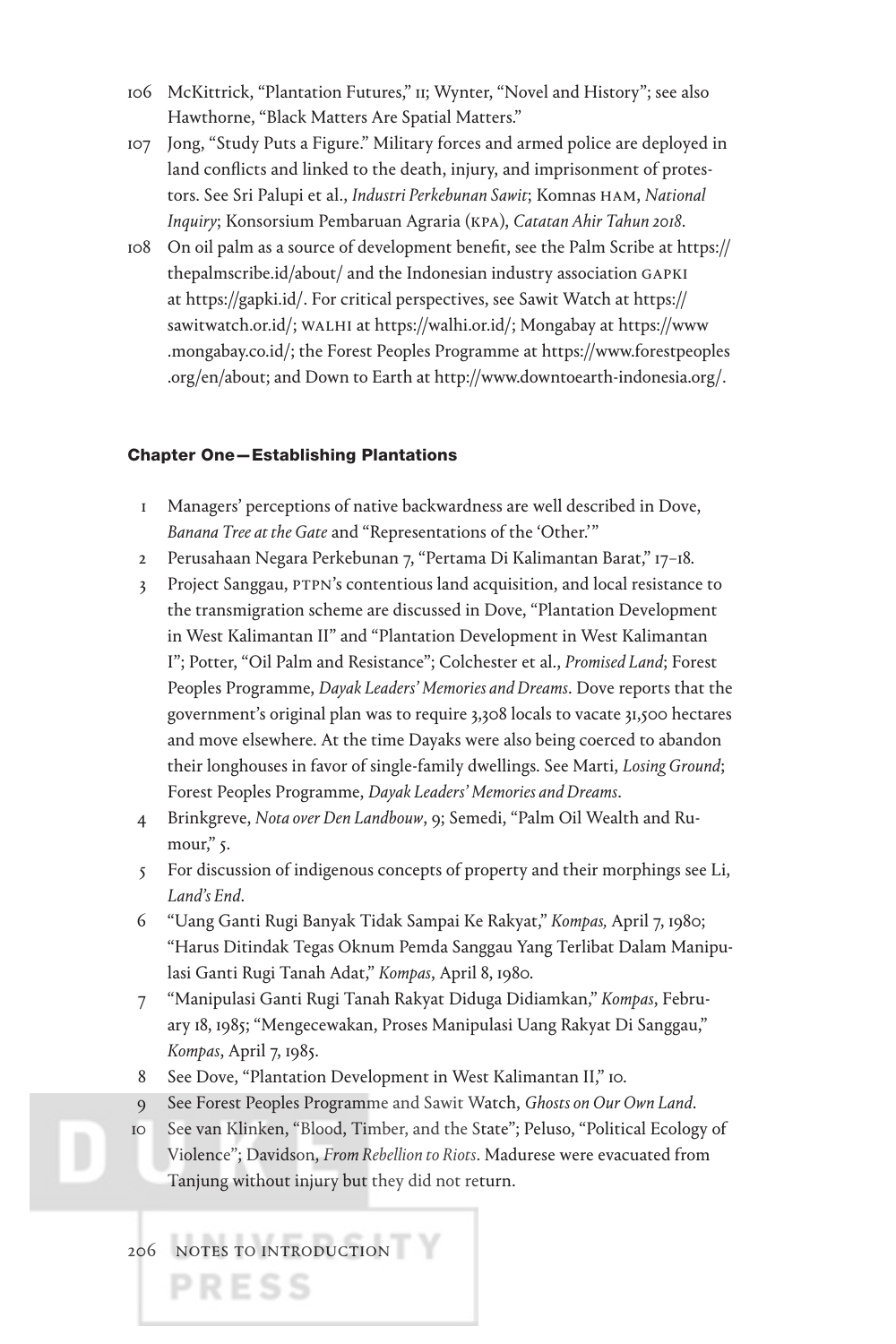106 McKittrick, "Plantation Futures," 11; Wynter, "Novel and History"; see also Hawthorne, "Black Matters Are Spatial Matters."

107 Jong, "Study Puts a Figure." Military forces and armed police are deployed in land conflicts and linked to the death, injury, and imprisonment of protestors. See Sri Palupi et al., *Industri Perkebunan Sawit*; Komnas HAM, *National Inquiry*; Konsorsium Pembaruan Agraria (KPA), *Catatan Ahir Tahun 2018*.

108 On oil palm as a source of development benefit, see the Palm Scribe at https://thepalmscribe.id/about/ and the Indonesian industry association GAPKI at https://gapki.id/. For critical perspectives, see Sawit Watch at https://sawitwatch.or.id/; WALHI at https://walhi.or.id/; Mongabay at https://www.mongabay.co.id/; the Forest Peoples Programme at https://www.forestpeoples.org/en/about; and Down to Earth at http://www.downtoearth-indonesia.org/.

### Chapter One—Establishing Plantations

1 Managers' perceptions of native backwardness are well described in Dove, *Banana Tree at the Gate* and "Representations of the 'Other.'"

2 Perusahaan Negara Perkebunan 7, "Pertama Di Kalimantan Barat," 17–18.

3 Project Sanggau, PTPN's contentious land acquisition, and local resistance to the transmigration scheme are discussed in Dove, "Plantation Development in West Kalimantan II" and "Plantation Development in West Kalimantan I"; Potter, "Oil Palm and Resistance"; Colchester et al., *Promised Land*; Forest Peoples Programme, *Dayak Leaders' Memories and Dreams*. Dove reports that the government's original plan was to require 3,308 locals to vacate 31,500 hectares and move elsewhere. At the time Dayaks were also being coerced to abandon their longhouses in favor of single-family dwellings. See Marti, *Losing Ground*; Forest Peoples Programme, *Dayak Leaders' Memories and Dreams*.

4 Brinkgreve, *Nota over Den Landbouw*, 9; Semedi, "Palm Oil Wealth and Rumour," 5.

5 For discussion of indigenous concepts of property and their morphings see Li, *Land's End*.

6 "Uang Ganti Rugi Banyak Tidak Sampai Ke Rakyat," *Kompas,* April 7, 1980; "Harus Ditindak Tegas Oknum Pemda Sanggau Yang Terlibat Dalam Manipulasi Ganti Rugi Tanah Adat," *Kompas*, April 8, 1980.

7 "Manipulasi Ganti Rugi Tanah Rakyat Diduga Didiamkan," *Kompas*, February 18, 1985; "Mengecewakan, Proses Manipulasi Uang Rakyat Di Sanggau," *Kompas*, April 7, 1985.

8 See Dove, "Plantation Development in West Kalimantan II," 10.

9 See Forest Peoples Programme and Sawit Watch, *Ghosts on Our Own Land*.

10 See van Klinken, "Blood, Timber, and the State"; Peluso, "Political Ecology of Violence"; Davidson, *From Rebellion to Riots*. Madurese were evacuated from Tanjung without injury but they did not return.